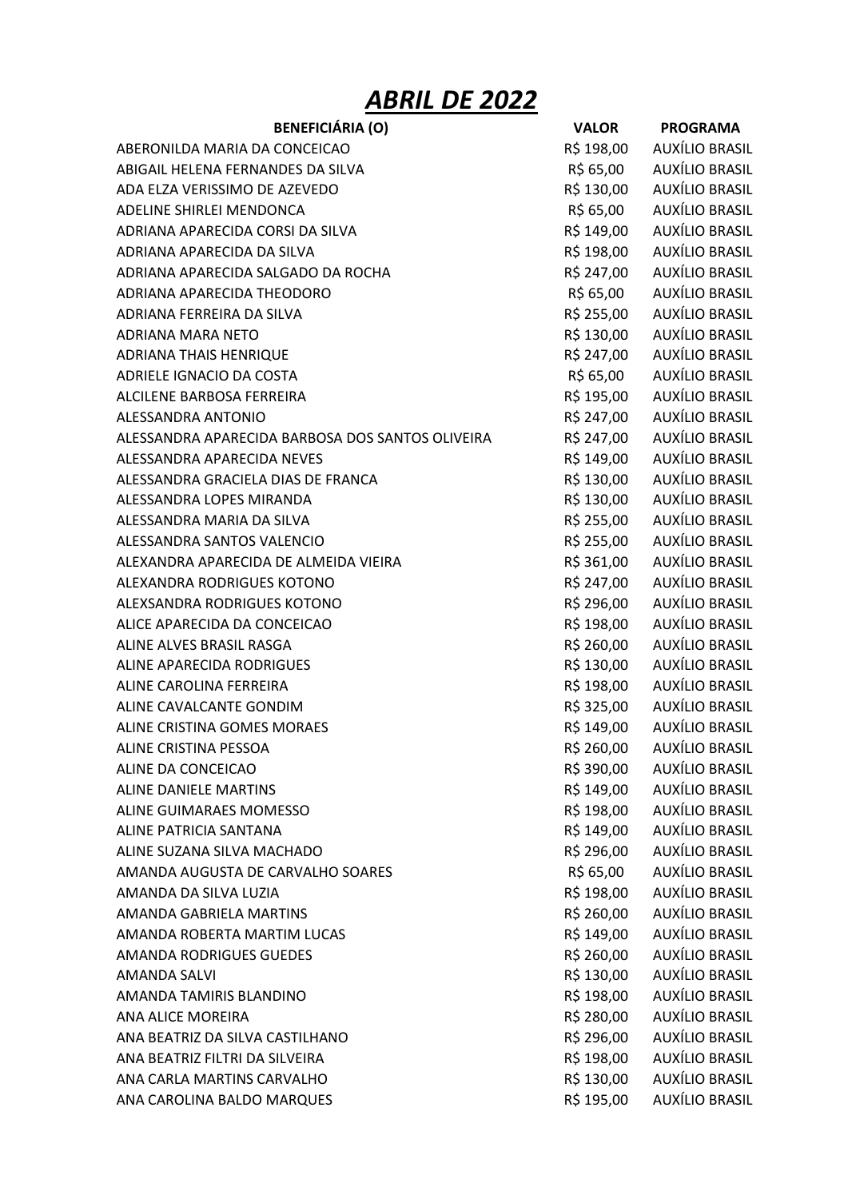# ***ABRIL DE 2022***

| BENEFICIÁRIA (O) | VALOR | PROGRAMA |
|---|---|---|
| ABERONILDA MARIA DA CONCEICAO | R$ 198,00 | AUXÍLIO BRASIL |
| ABIGAIL HELENA FERNANDES DA SILVA | R$ 65,00 | AUXÍLIO BRASIL |
| ADA ELZA VERISSIMO DE AZEVEDO | R$ 130,00 | AUXÍLIO BRASIL |
| ADELINE SHIRLEI MENDONCA | R$ 65,00 | AUXÍLIO BRASIL |
| ADRIANA APARECIDA CORSI DA SILVA | R$ 149,00 | AUXÍLIO BRASIL |
| ADRIANA APARECIDA DA SILVA | R$ 198,00 | AUXÍLIO BRASIL |
| ADRIANA APARECIDA SALGADO DA ROCHA | R$ 247,00 | AUXÍLIO BRASIL |
| ADRIANA APARECIDA THEODORO | R$ 65,00 | AUXÍLIO BRASIL |
| ADRIANA FERREIRA DA SILVA | R$ 255,00 | AUXÍLIO BRASIL |
| ADRIANA MARA NETO | R$ 130,00 | AUXÍLIO BRASIL |
| ADRIANA THAIS HENRIQUE | R$ 247,00 | AUXÍLIO BRASIL |
| ADRIELE IGNACIO DA COSTA | R$ 65,00 | AUXÍLIO BRASIL |
| ALCILENE BARBOSA FERREIRA | R$ 195,00 | AUXÍLIO BRASIL |
| ALESSANDRA ANTONIO | R$ 247,00 | AUXÍLIO BRASIL |
| ALESSANDRA APARECIDA BARBOSA DOS SANTOS OLIVEIRA | R$ 247,00 | AUXÍLIO BRASIL |
| ALESSANDRA APARECIDA NEVES | R$ 149,00 | AUXÍLIO BRASIL |
| ALESSANDRA GRACIELA DIAS DE FRANCA | R$ 130,00 | AUXÍLIO BRASIL |
| ALESSANDRA LOPES MIRANDA | R$ 130,00 | AUXÍLIO BRASIL |
| ALESSANDRA MARIA DA SILVA | R$ 255,00 | AUXÍLIO BRASIL |
| ALESSANDRA SANTOS VALENCIO | R$ 255,00 | AUXÍLIO BRASIL |
| ALEXANDRA APARECIDA DE ALMEIDA VIEIRA | R$ 361,00 | AUXÍLIO BRASIL |
| ALEXANDRA RODRIGUES KOTONO | R$ 247,00 | AUXÍLIO BRASIL |
| ALEXSANDRA RODRIGUES KOTONO | R$ 296,00 | AUXÍLIO BRASIL |
| ALICE APARECIDA DA CONCEICAO | R$ 198,00 | AUXÍLIO BRASIL |
| ALINE ALVES BRASIL RASGA | R$ 260,00 | AUXÍLIO BRASIL |
| ALINE APARECIDA RODRIGUES | R$ 130,00 | AUXÍLIO BRASIL |
| ALINE CAROLINA FERREIRA | R$ 198,00 | AUXÍLIO BRASIL |
| ALINE CAVALCANTE GONDIM | R$ 325,00 | AUXÍLIO BRASIL |
| ALINE CRISTINA GOMES MORAES | R$ 149,00 | AUXÍLIO BRASIL |
| ALINE CRISTINA PESSOA | R$ 260,00 | AUXÍLIO BRASIL |
| ALINE DA CONCEICAO | R$ 390,00 | AUXÍLIO BRASIL |
| ALINE DANIELE MARTINS | R$ 149,00 | AUXÍLIO BRASIL |
| ALINE GUIMARAES MOMESSO | R$ 198,00 | AUXÍLIO BRASIL |
| ALINE PATRICIA SANTANA | R$ 149,00 | AUXÍLIO BRASIL |
| ALINE SUZANA SILVA MACHADO | R$ 296,00 | AUXÍLIO BRASIL |
| AMANDA AUGUSTA DE CARVALHO SOARES | R$ 65,00 | AUXÍLIO BRASIL |
| AMANDA DA SILVA LUZIA | R$ 198,00 | AUXÍLIO BRASIL |
| AMANDA GABRIELA MARTINS | R$ 260,00 | AUXÍLIO BRASIL |
| AMANDA ROBERTA MARTIM LUCAS | R$ 149,00 | AUXÍLIO BRASIL |
| AMANDA RODRIGUES GUEDES | R$ 260,00 | AUXÍLIO BRASIL |
| AMANDA SALVI | R$ 130,00 | AUXÍLIO BRASIL |
| AMANDA TAMIRIS BLANDINO | R$ 198,00 | AUXÍLIO BRASIL |
| ANA ALICE MOREIRA | R$ 280,00 | AUXÍLIO BRASIL |
| ANA BEATRIZ DA SILVA CASTILHANO | R$ 296,00 | AUXÍLIO BRASIL |
| ANA BEATRIZ FILTRI DA SILVEIRA | R$ 198,00 | AUXÍLIO BRASIL |
| ANA CARLA MARTINS CARVALHO | R$ 130,00 | AUXÍLIO BRASIL |
| ANA CAROLINA BALDO MARQUES | R$ 195,00 | AUXÍLIO BRASIL |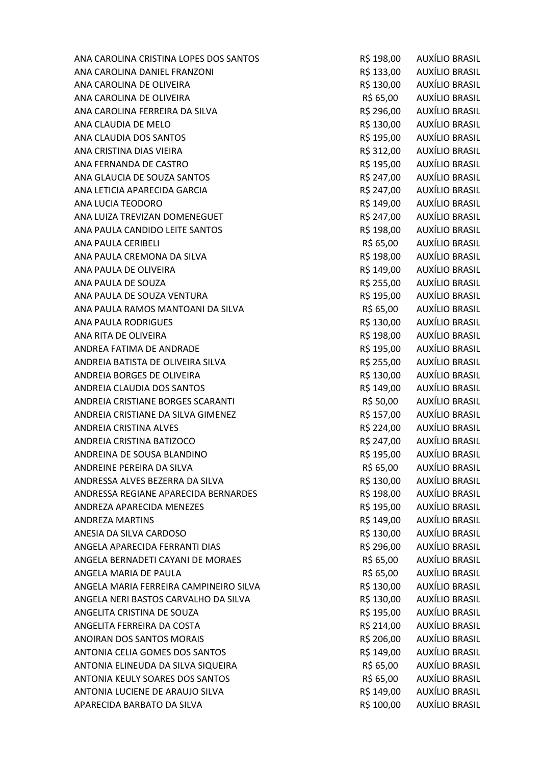| | | |
|---|---|---|
| ANA CAROLINA CRISTINA LOPES DOS SANTOS | R$ 198,00 | AUXÍLIO BRASIL |
| ANA CAROLINA DANIEL FRANZONI | R$ 133,00 | AUXÍLIO BRASIL |
| ANA CAROLINA DE OLIVEIRA | R$ 130,00 | AUXÍLIO BRASIL |
| ANA CAROLINA DE OLIVEIRA | R$ 65,00 | AUXÍLIO BRASIL |
| ANA CAROLINA FERREIRA DA SILVA | R$ 296,00 | AUXÍLIO BRASIL |
| ANA CLAUDIA DE MELO | R$ 130,00 | AUXÍLIO BRASIL |
| ANA CLAUDIA DOS SANTOS | R$ 195,00 | AUXÍLIO BRASIL |
| ANA CRISTINA DIAS VIEIRA | R$ 312,00 | AUXÍLIO BRASIL |
| ANA FERNANDA DE CASTRO | R$ 195,00 | AUXÍLIO BRASIL |
| ANA GLAUCIA DE SOUZA SANTOS | R$ 247,00 | AUXÍLIO BRASIL |
| ANA LETICIA APARECIDA GARCIA | R$ 247,00 | AUXÍLIO BRASIL |
| ANA LUCIA TEODORO | R$ 149,00 | AUXÍLIO BRASIL |
| ANA LUIZA TREVIZAN DOMENEGUET | R$ 247,00 | AUXÍLIO BRASIL |
| ANA PAULA CANDIDO LEITE SANTOS | R$ 198,00 | AUXÍLIO BRASIL |
| ANA PAULA CERIBELI | R$ 65,00 | AUXÍLIO BRASIL |
| ANA PAULA CREMONA DA SILVA | R$ 198,00 | AUXÍLIO BRASIL |
| ANA PAULA DE OLIVEIRA | R$ 149,00 | AUXÍLIO BRASIL |
| ANA PAULA DE SOUZA | R$ 255,00 | AUXÍLIO BRASIL |
| ANA PAULA DE SOUZA VENTURA | R$ 195,00 | AUXÍLIO BRASIL |
| ANA PAULA RAMOS MANTOANI DA SILVA | R$ 65,00 | AUXÍLIO BRASIL |
| ANA PAULA RODRIGUES | R$ 130,00 | AUXÍLIO BRASIL |
| ANA RITA DE OLIVEIRA | R$ 198,00 | AUXÍLIO BRASIL |
| ANDREA FATIMA DE ANDRADE | R$ 195,00 | AUXÍLIO BRASIL |
| ANDREIA BATISTA DE OLIVEIRA SILVA | R$ 255,00 | AUXÍLIO BRASIL |
| ANDREIA BORGES DE OLIVEIRA | R$ 130,00 | AUXÍLIO BRASIL |
| ANDREIA CLAUDIA DOS SANTOS | R$ 149,00 | AUXÍLIO BRASIL |
| ANDREIA CRISTIANE BORGES SCARANTI | R$ 50,00 | AUXÍLIO BRASIL |
| ANDREIA CRISTIANE DA SILVA GIMENEZ | R$ 157,00 | AUXÍLIO BRASIL |
| ANDREIA CRISTINA ALVES | R$ 224,00 | AUXÍLIO BRASIL |
| ANDREIA CRISTINA BATIZOCO | R$ 247,00 | AUXÍLIO BRASIL |
| ANDREINA DE SOUSA BLANDINO | R$ 195,00 | AUXÍLIO BRASIL |
| ANDREINE PEREIRA DA SILVA | R$ 65,00 | AUXÍLIO BRASIL |
| ANDRESSA ALVES BEZERRA DA SILVA | R$ 130,00 | AUXÍLIO BRASIL |
| ANDRESSA REGIANE APARECIDA BERNARDES | R$ 198,00 | AUXÍLIO BRASIL |
| ANDREZA APARECIDA MENEZES | R$ 195,00 | AUXÍLIO BRASIL |
| ANDREZA MARTINS | R$ 149,00 | AUXÍLIO BRASIL |
| ANESIA DA SILVA CARDOSO | R$ 130,00 | AUXÍLIO BRASIL |
| ANGELA APARECIDA FERRANTI DIAS | R$ 296,00 | AUXÍLIO BRASIL |
| ANGELA BERNADETI CAYANI DE MORAES | R$ 65,00 | AUXÍLIO BRASIL |
| ANGELA MARIA DE PAULA | R$ 65,00 | AUXÍLIO BRASIL |
| ANGELA MARIA FERREIRA CAMPINEIRO SILVA | R$ 130,00 | AUXÍLIO BRASIL |
| ANGELA NERI BASTOS CARVALHO DA SILVA | R$ 130,00 | AUXÍLIO BRASIL |
| ANGELITA CRISTINA DE SOUZA | R$ 195,00 | AUXÍLIO BRASIL |
| ANGELITA FERREIRA DA COSTA | R$ 214,00 | AUXÍLIO BRASIL |
| ANOIRAN DOS SANTOS MORAIS | R$ 206,00 | AUXÍLIO BRASIL |
| ANTONIA CELIA GOMES DOS SANTOS | R$ 149,00 | AUXÍLIO BRASIL |
| ANTONIA ELINEUDA DA SILVA SIQUEIRA | R$ 65,00 | AUXÍLIO BRASIL |
| ANTONIA KEULY SOARES DOS SANTOS | R$ 65,00 | AUXÍLIO BRASIL |
| ANTONIA LUCIENE DE ARAUJO SILVA | R$ 149,00 | AUXÍLIO BRASIL |
| APARECIDA BARBATO DA SILVA | R$ 100,00 | AUXÍLIO BRASIL |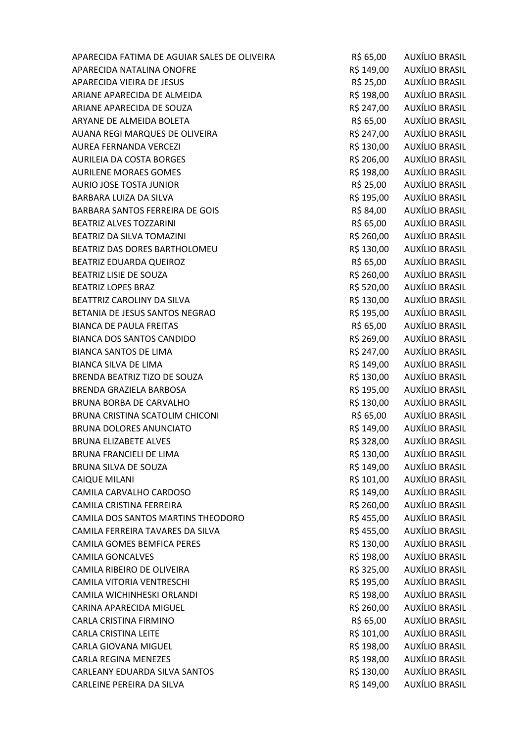| | | |
|---|---|---|
| APARECIDA FATIMA DE AGUIAR SALES DE OLIVEIRA | R$ 65,00 | AUXÍLIO BRASIL |
| APARECIDA NATALINA ONOFRE | R$ 149,00 | AUXÍLIO BRASIL |
| APARECIDA VIEIRA DE JESUS | R$ 25,00 | AUXÍLIO BRASIL |
| ARIANE APARECIDA DE ALMEIDA | R$ 198,00 | AUXÍLIO BRASIL |
| ARIANE APARECIDA DE SOUZA | R$ 247,00 | AUXÍLIO BRASIL |
| ARYANE DE ALMEIDA BOLETA | R$ 65,00 | AUXÍLIO BRASIL |
| AUANA REGI MARQUES DE OLIVEIRA | R$ 247,00 | AUXÍLIO BRASIL |
| AUREA FERNANDA VERCEZI | R$ 130,00 | AUXÍLIO BRASIL |
| AURILEIA DA COSTA BORGES | R$ 206,00 | AUXÍLIO BRASIL |
| AURILENE MORAES GOMES | R$ 198,00 | AUXÍLIO BRASIL |
| AURIO JOSE TOSTA JUNIOR | R$ 25,00 | AUXÍLIO BRASIL |
| BARBARA LUIZA DA SILVA | R$ 195,00 | AUXÍLIO BRASIL |
| BARBARA SANTOS FERREIRA DE GOIS | R$ 84,00 | AUXÍLIO BRASIL |
| BEATRIZ ALVES TOZZARINI | R$ 65,00 | AUXÍLIO BRASIL |
| BEATRIZ DA SILVA TOMAZINI | R$ 260,00 | AUXÍLIO BRASIL |
| BEATRIZ DAS DORES BARTHOLOMEU | R$ 130,00 | AUXÍLIO BRASIL |
| BEATRIZ EDUARDA QUEIROZ | R$ 65,00 | AUXÍLIO BRASIL |
| BEATRIZ LISIE DE SOUZA | R$ 260,00 | AUXÍLIO BRASIL |
| BEATRIZ LOPES BRAZ | R$ 520,00 | AUXÍLIO BRASIL |
| BEATTRIZ CAROLINY DA SILVA | R$ 130,00 | AUXÍLIO BRASIL |
| BETANIA DE JESUS SANTOS NEGRAO | R$ 195,00 | AUXÍLIO BRASIL |
| BIANCA DE PAULA FREITAS | R$ 65,00 | AUXÍLIO BRASIL |
| BIANCA DOS SANTOS CANDIDO | R$ 269,00 | AUXÍLIO BRASIL |
| BIANCA SANTOS DE LIMA | R$ 247,00 | AUXÍLIO BRASIL |
| BIANCA SILVA DE LIMA | R$ 149,00 | AUXÍLIO BRASIL |
| BRENDA BEATRIZ TIZO DE SOUZA | R$ 130,00 | AUXÍLIO BRASIL |
| BRENDA GRAZIELA BARBOSA | R$ 195,00 | AUXÍLIO BRASIL |
| BRUNA BORBA DE CARVALHO | R$ 130,00 | AUXÍLIO BRASIL |
| BRUNA CRISTINA SCATOLIM CHICONI | R$ 65,00 | AUXÍLIO BRASIL |
| BRUNA DOLORES ANUNCIATO | R$ 149,00 | AUXÍLIO BRASIL |
| BRUNA ELIZABETE ALVES | R$ 328,00 | AUXÍLIO BRASIL |
| BRUNA FRANCIELI DE LIMA | R$ 130,00 | AUXÍLIO BRASIL |
| BRUNA SILVA DE SOUZA | R$ 149,00 | AUXÍLIO BRASIL |
| CAIQUE MILANI | R$ 101,00 | AUXÍLIO BRASIL |
| CAMILA CARVALHO CARDOSO | R$ 149,00 | AUXÍLIO BRASIL |
| CAMILA CRISTINA FERREIRA | R$ 260,00 | AUXÍLIO BRASIL |
| CAMILA DOS SANTOS MARTINS THEODORO | R$ 455,00 | AUXÍLIO BRASIL |
| CAMILA FERREIRA TAVARES DA SILVA | R$ 455,00 | AUXÍLIO BRASIL |
| CAMILA GOMES BEMFICA PERES | R$ 130,00 | AUXÍLIO BRASIL |
| CAMILA GONCALVES | R$ 198,00 | AUXÍLIO BRASIL |
| CAMILA RIBEIRO DE OLIVEIRA | R$ 325,00 | AUXÍLIO BRASIL |
| CAMILA VITORIA VENTRESCHI | R$ 195,00 | AUXÍLIO BRASIL |
| CAMILA WICHINHESKI ORLANDI | R$ 198,00 | AUXÍLIO BRASIL |
| CARINA APARECIDA MIGUEL | R$ 260,00 | AUXÍLIO BRASIL |
| CARLA CRISTINA FIRMINO | R$ 65,00 | AUXÍLIO BRASIL |
| CARLA CRISTINA LEITE | R$ 101,00 | AUXÍLIO BRASIL |
| CARLA GIOVANA MIGUEL | R$ 198,00 | AUXÍLIO BRASIL |
| CARLA REGINA MENEZES | R$ 198,00 | AUXÍLIO BRASIL |
| CARLEANY EDUARDA SILVA SANTOS | R$ 130,00 | AUXÍLIO BRASIL |
| CARLEINE PEREIRA DA SILVA | R$ 149,00 | AUXÍLIO BRASIL |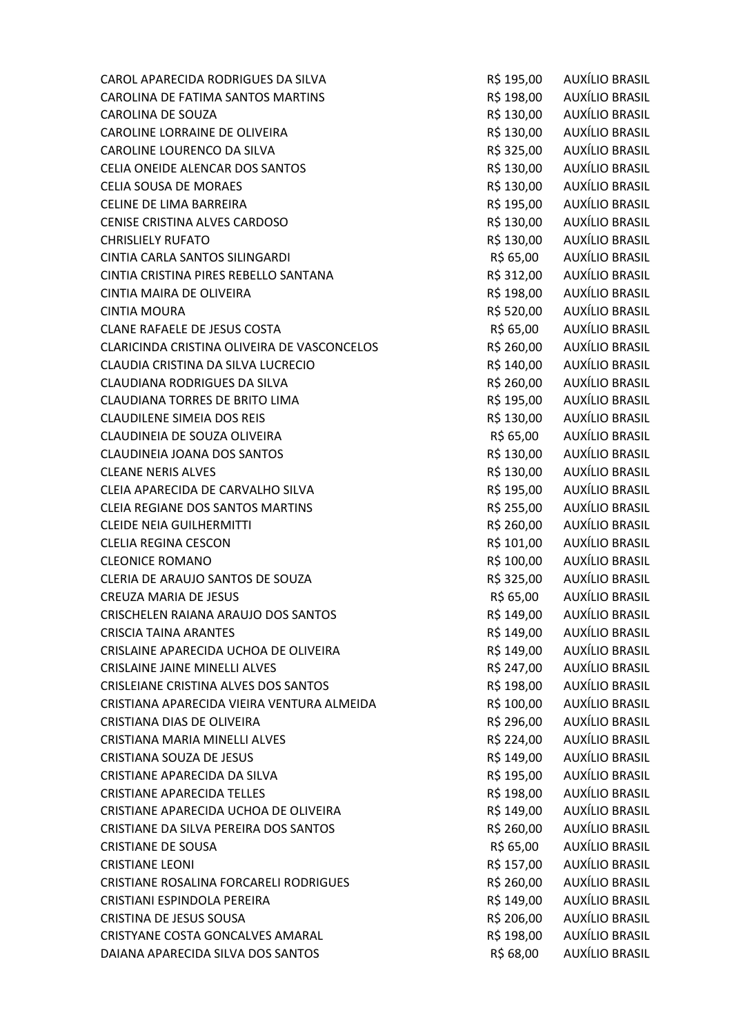| | | |
|---|---|---|
| CAROL APARECIDA RODRIGUES DA SILVA | R$ 195,00 | AUXÍLIO BRASIL |
| CAROLINA DE FATIMA SANTOS MARTINS | R$ 198,00 | AUXÍLIO BRASIL |
| CAROLINA DE SOUZA | R$ 130,00 | AUXÍLIO BRASIL |
| CAROLINE LORRAINE DE OLIVEIRA | R$ 130,00 | AUXÍLIO BRASIL |
| CAROLINE LOURENCO DA SILVA | R$ 325,00 | AUXÍLIO BRASIL |
| CELIA ONEIDE ALENCAR DOS SANTOS | R$ 130,00 | AUXÍLIO BRASIL |
| CELIA SOUSA DE MORAES | R$ 130,00 | AUXÍLIO BRASIL |
| CELINE DE LIMA BARREIRA | R$ 195,00 | AUXÍLIO BRASIL |
| CENISE CRISTINA ALVES CARDOSO | R$ 130,00 | AUXÍLIO BRASIL |
| CHRISLIELY RUFATO | R$ 130,00 | AUXÍLIO BRASIL |
| CINTIA CARLA SANTOS SILINGARDI | R$ 65,00 | AUXÍLIO BRASIL |
| CINTIA CRISTINA PIRES REBELLO SANTANA | R$ 312,00 | AUXÍLIO BRASIL |
| CINTIA MAIRA DE OLIVEIRA | R$ 198,00 | AUXÍLIO BRASIL |
| CINTIA MOURA | R$ 520,00 | AUXÍLIO BRASIL |
| CLANE RAFAELE DE JESUS COSTA | R$ 65,00 | AUXÍLIO BRASIL |
| CLARICINDA CRISTINA OLIVEIRA DE VASCONCELOS | R$ 260,00 | AUXÍLIO BRASIL |
| CLAUDIA CRISTINA DA SILVA LUCRECIO | R$ 140,00 | AUXÍLIO BRASIL |
| CLAUDIANA RODRIGUES DA SILVA | R$ 260,00 | AUXÍLIO BRASIL |
| CLAUDIANA TORRES DE BRITO LIMA | R$ 195,00 | AUXÍLIO BRASIL |
| CLAUDILENE SIMEIA DOS REIS | R$ 130,00 | AUXÍLIO BRASIL |
| CLAUDINEIA DE SOUZA OLIVEIRA | R$ 65,00 | AUXÍLIO BRASIL |
| CLAUDINEIA JOANA DOS SANTOS | R$ 130,00 | AUXÍLIO BRASIL |
| CLEANE NERIS ALVES | R$ 130,00 | AUXÍLIO BRASIL |
| CLEIA APARECIDA DE CARVALHO SILVA | R$ 195,00 | AUXÍLIO BRASIL |
| CLEIA REGIANE DOS SANTOS MARTINS | R$ 255,00 | AUXÍLIO BRASIL |
| CLEIDE NEIA GUILHERMITTI | R$ 260,00 | AUXÍLIO BRASIL |
| CLELIA REGINA CESCON | R$ 101,00 | AUXÍLIO BRASIL |
| CLEONICE ROMANO | R$ 100,00 | AUXÍLIO BRASIL |
| CLERIA DE ARAUJO SANTOS DE SOUZA | R$ 325,00 | AUXÍLIO BRASIL |
| CREUZA MARIA DE JESUS | R$ 65,00 | AUXÍLIO BRASIL |
| CRISCHELEN RAIANA ARAUJO DOS SANTOS | R$ 149,00 | AUXÍLIO BRASIL |
| CRISCIA TAINA ARANTES | R$ 149,00 | AUXÍLIO BRASIL |
| CRISLAINE APARECIDA UCHOA DE OLIVEIRA | R$ 149,00 | AUXÍLIO BRASIL |
| CRISLAINE JAINE MINELLI ALVES | R$ 247,00 | AUXÍLIO BRASIL |
| CRISLEIANE CRISTINA ALVES DOS SANTOS | R$ 198,00 | AUXÍLIO BRASIL |
| CRISTIANA APARECIDA VIEIRA VENTURA ALMEIDA | R$ 100,00 | AUXÍLIO BRASIL |
| CRISTIANA DIAS DE OLIVEIRA | R$ 296,00 | AUXÍLIO BRASIL |
| CRISTIANA MARIA MINELLI ALVES | R$ 224,00 | AUXÍLIO BRASIL |
| CRISTIANA SOUZA DE JESUS | R$ 149,00 | AUXÍLIO BRASIL |
| CRISTIANE APARECIDA DA SILVA | R$ 195,00 | AUXÍLIO BRASIL |
| CRISTIANE APARECIDA TELLES | R$ 198,00 | AUXÍLIO BRASIL |
| CRISTIANE APARECIDA UCHOA DE OLIVEIRA | R$ 149,00 | AUXÍLIO BRASIL |
| CRISTIANE DA SILVA PEREIRA DOS SANTOS | R$ 260,00 | AUXÍLIO BRASIL |
| CRISTIANE DE SOUSA | R$ 65,00 | AUXÍLIO BRASIL |
| CRISTIANE LEONI | R$ 157,00 | AUXÍLIO BRASIL |
| CRISTIANE ROSALINA FORCARELI RODRIGUES | R$ 260,00 | AUXÍLIO BRASIL |
| CRISTIANI ESPINDOLA PEREIRA | R$ 149,00 | AUXÍLIO BRASIL |
| CRISTINA DE JESUS SOUSA | R$ 206,00 | AUXÍLIO BRASIL |
| CRISTYANE COSTA GONCALVES AMARAL | R$ 198,00 | AUXÍLIO BRASIL |
| DAIANA APARECIDA SILVA DOS SANTOS | R$ 68,00 | AUXÍLIO BRASIL |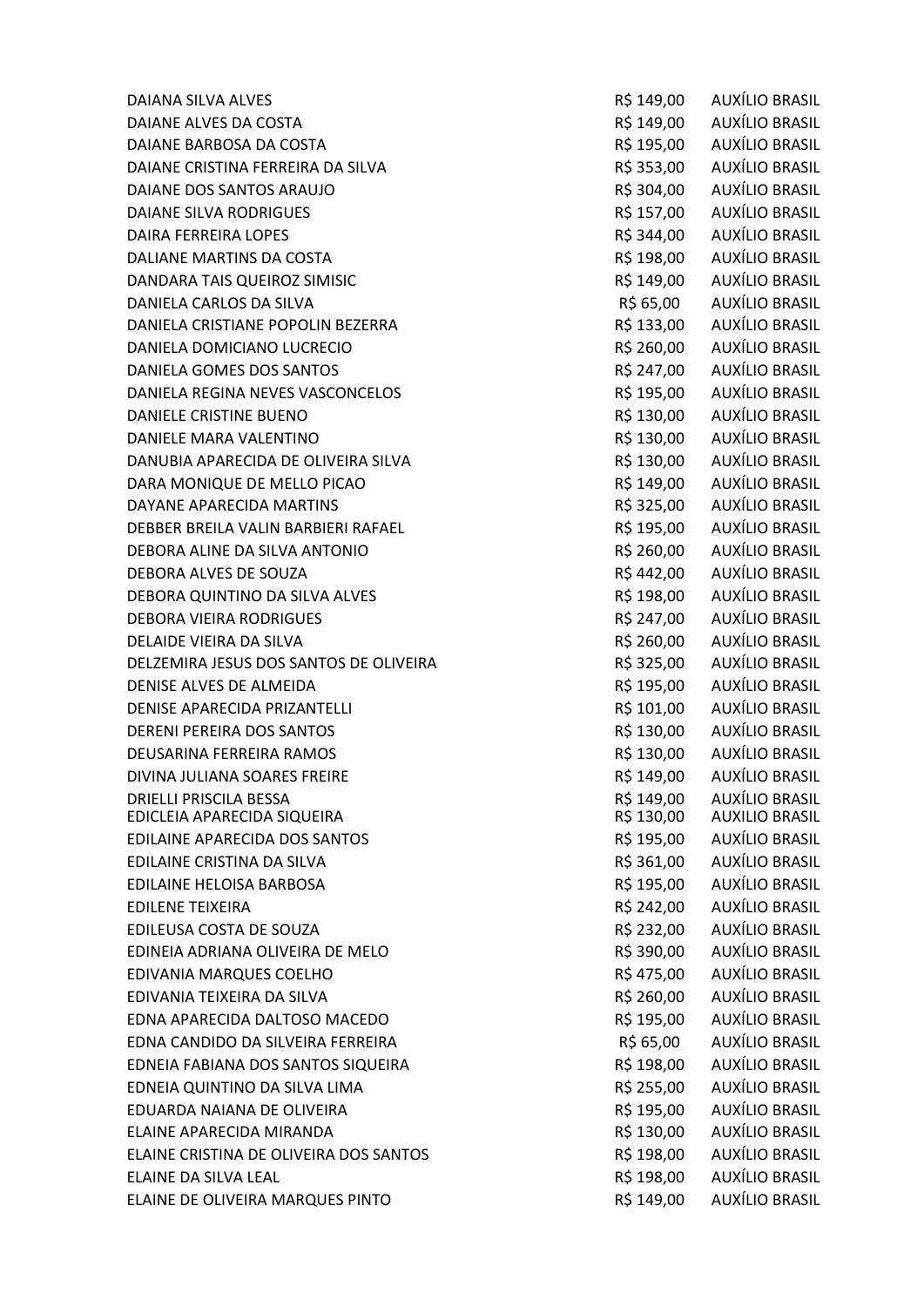| | | |
|---|---|---|
| DAIANA SILVA ALVES | R$ 149,00 | AUXÍLIO BRASIL |
| DAIANE ALVES DA COSTA | R$ 149,00 | AUXÍLIO BRASIL |
| DAIANE BARBOSA DA COSTA | R$ 195,00 | AUXÍLIO BRASIL |
| DAIANE CRISTINA FERREIRA DA SILVA | R$ 353,00 | AUXÍLIO BRASIL |
| DAIANE DOS SANTOS ARAUJO | R$ 304,00 | AUXÍLIO BRASIL |
| DAIANE SILVA RODRIGUES | R$ 157,00 | AUXÍLIO BRASIL |
| DAIRA FERREIRA LOPES | R$ 344,00 | AUXÍLIO BRASIL |
| DALIANE MARTINS DA COSTA | R$ 198,00 | AUXÍLIO BRASIL |
| DANDARA TAIS QUEIROZ SIMISIC | R$ 149,00 | AUXÍLIO BRASIL |
| DANIELA CARLOS DA SILVA | R$ 65,00 | AUXÍLIO BRASIL |
| DANIELA CRISTIANE POPOLIN BEZERRA | R$ 133,00 | AUXÍLIO BRASIL |
| DANIELA DOMICIANO LUCRECIO | R$ 260,00 | AUXÍLIO BRASIL |
| DANIELA GOMES DOS SANTOS | R$ 247,00 | AUXÍLIO BRASIL |
| DANIELA REGINA NEVES VASCONCELOS | R$ 195,00 | AUXÍLIO BRASIL |
| DANIELE CRISTINE BUENO | R$ 130,00 | AUXÍLIO BRASIL |
| DANIELE MARA VALENTINO | R$ 130,00 | AUXÍLIO BRASIL |
| DANUBIA APARECIDA DE OLIVEIRA SILVA | R$ 130,00 | AUXÍLIO BRASIL |
| DARA MONIQUE DE MELLO PICAO | R$ 149,00 | AUXÍLIO BRASIL |
| DAYANE APARECIDA MARTINS | R$ 325,00 | AUXÍLIO BRASIL |
| DEBBER BREILA VALIN BARBIERI RAFAEL | R$ 195,00 | AUXÍLIO BRASIL |
| DEBORA ALINE DA SILVA ANTONIO | R$ 260,00 | AUXÍLIO BRASIL |
| DEBORA ALVES DE SOUZA | R$ 442,00 | AUXÍLIO BRASIL |
| DEBORA QUINTINO DA SILVA ALVES | R$ 198,00 | AUXÍLIO BRASIL |
| DEBORA VIEIRA RODRIGUES | R$ 247,00 | AUXÍLIO BRASIL |
| DELAIDE VIEIRA DA SILVA | R$ 260,00 | AUXÍLIO BRASIL |
| DELZEMIRA JESUS DOS SANTOS DE OLIVEIRA | R$ 325,00 | AUXÍLIO BRASIL |
| DENISE ALVES DE ALMEIDA | R$ 195,00 | AUXÍLIO BRASIL |
| DENISE APARECIDA PRIZANTELLI | R$ 101,00 | AUXÍLIO BRASIL |
| DERENI PEREIRA DOS SANTOS | R$ 130,00 | AUXÍLIO BRASIL |
| DEUSARINA FERREIRA RAMOS | R$ 130,00 | AUXÍLIO BRASIL |
| DIVINA JULIANA SOARES FREIRE | R$ 149,00 | AUXÍLIO BRASIL |
| DRIELLI PRISCILA BESSA | R$ 149,00 | AUXÍLIO BRASIL |
| EDICLEIA APARECIDA SIQUEIRA | R$ 130,00 | AUXILIO BRASIL |
| EDILAINE APARECIDA DOS SANTOS | R$ 195,00 | AUXÍLIO BRASIL |
| EDILAINE CRISTINA DA SILVA | R$ 361,00 | AUXÍLIO BRASIL |
| EDILAINE HELOISA BARBOSA | R$ 195,00 | AUXÍLIO BRASIL |
| EDILENE TEIXEIRA | R$ 242,00 | AUXÍLIO BRASIL |
| EDILEUSA COSTA DE SOUZA | R$ 232,00 | AUXÍLIO BRASIL |
| EDINEIA ADRIANA OLIVEIRA DE MELO | R$ 390,00 | AUXÍLIO BRASIL |
| EDIVANIA MARQUES COELHO | R$ 475,00 | AUXÍLIO BRASIL |
| EDIVANIA TEIXEIRA DA SILVA | R$ 260,00 | AUXÍLIO BRASIL |
| EDNA APARECIDA DALTOSO MACEDO | R$ 195,00 | AUXÍLIO BRASIL |
| EDNA CANDIDO DA SILVEIRA FERREIRA | R$ 65,00 | AUXÍLIO BRASIL |
| EDNEIA FABIANA DOS SANTOS SIQUEIRA | R$ 198,00 | AUXÍLIO BRASIL |
| EDNEIA QUINTINO DA SILVA LIMA | R$ 255,00 | AUXÍLIO BRASIL |
| EDUARDA NAIANA DE OLIVEIRA | R$ 195,00 | AUXÍLIO BRASIL |
| ELAINE APARECIDA MIRANDA | R$ 130,00 | AUXÍLIO BRASIL |
| ELAINE CRISTINA DE OLIVEIRA DOS SANTOS | R$ 198,00 | AUXÍLIO BRASIL |
| ELAINE DA SILVA LEAL | R$ 198,00 | AUXÍLIO BRASIL |
| ELAINE DE OLIVEIRA MARQUES PINTO | R$ 149,00 | AUXÍLIO BRASIL |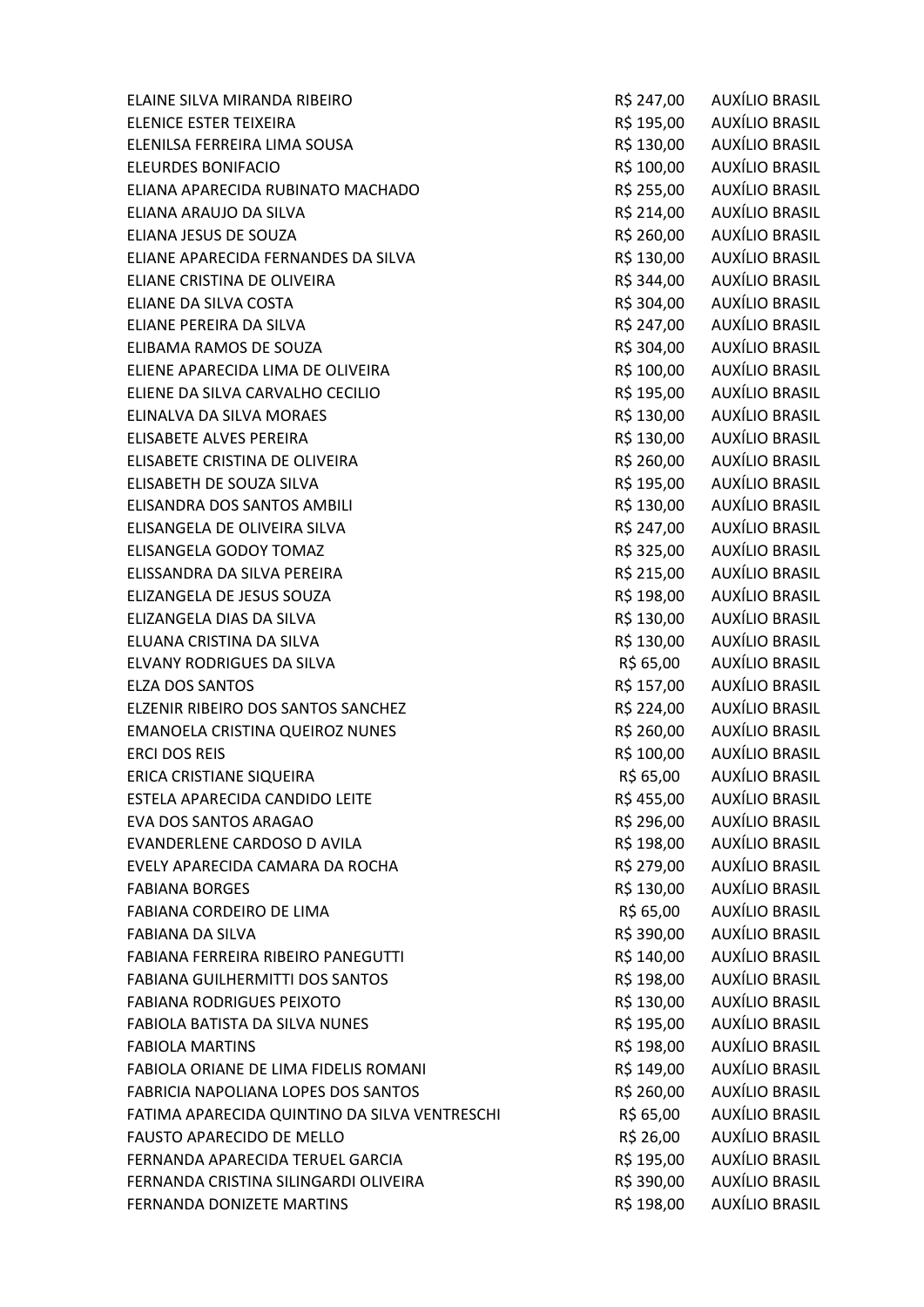| | | |
|---|---|---|
| ELAINE SILVA MIRANDA RIBEIRO | R$ 247,00 | AUXÍLIO BRASIL |
| ELENICE ESTER TEIXEIRA | R$ 195,00 | AUXÍLIO BRASIL |
| ELENILSA FERREIRA LIMA SOUSA | R$ 130,00 | AUXÍLIO BRASIL |
| ELEURDES BONIFACIO | R$ 100,00 | AUXÍLIO BRASIL |
| ELIANA APARECIDA RUBINATO MACHADO | R$ 255,00 | AUXÍLIO BRASIL |
| ELIANA ARAUJO DA SILVA | R$ 214,00 | AUXÍLIO BRASIL |
| ELIANA JESUS DE SOUZA | R$ 260,00 | AUXÍLIO BRASIL |
| ELIANE APARECIDA FERNANDES DA SILVA | R$ 130,00 | AUXÍLIO BRASIL |
| ELIANE CRISTINA DE OLIVEIRA | R$ 344,00 | AUXÍLIO BRASIL |
| ELIANE DA SILVA COSTA | R$ 304,00 | AUXÍLIO BRASIL |
| ELIANE PEREIRA DA SILVA | R$ 247,00 | AUXÍLIO BRASIL |
| ELIBAMA RAMOS DE SOUZA | R$ 304,00 | AUXÍLIO BRASIL |
| ELIENE APARECIDA LIMA DE OLIVEIRA | R$ 100,00 | AUXÍLIO BRASIL |
| ELIENE DA SILVA CARVALHO CECILIO | R$ 195,00 | AUXÍLIO BRASIL |
| ELINALVA DA SILVA MORAES | R$ 130,00 | AUXÍLIO BRASIL |
| ELISABETE ALVES PEREIRA | R$ 130,00 | AUXÍLIO BRASIL |
| ELISABETE CRISTINA DE OLIVEIRA | R$ 260,00 | AUXÍLIO BRASIL |
| ELISABETH DE SOUZA SILVA | R$ 195,00 | AUXÍLIO BRASIL |
| ELISANDRA DOS SANTOS AMBILI | R$ 130,00 | AUXÍLIO BRASIL |
| ELISANGELA DE OLIVEIRA SILVA | R$ 247,00 | AUXÍLIO BRASIL |
| ELISANGELA GODOY TOMAZ | R$ 325,00 | AUXÍLIO BRASIL |
| ELISSANDRA DA SILVA PEREIRA | R$ 215,00 | AUXÍLIO BRASIL |
| ELIZANGELA DE JESUS SOUZA | R$ 198,00 | AUXÍLIO BRASIL |
| ELIZANGELA DIAS DA SILVA | R$ 130,00 | AUXÍLIO BRASIL |
| ELUANA CRISTINA DA SILVA | R$ 130,00 | AUXÍLIO BRASIL |
| ELVANY RODRIGUES DA SILVA | R$ 65,00 | AUXÍLIO BRASIL |
| ELZA DOS SANTOS | R$ 157,00 | AUXÍLIO BRASIL |
| ELZENIR RIBEIRO DOS SANTOS SANCHEZ | R$ 224,00 | AUXÍLIO BRASIL |
| EMANOELA CRISTINA QUEIROZ NUNES | R$ 260,00 | AUXÍLIO BRASIL |
| ERCI DOS REIS | R$ 100,00 | AUXÍLIO BRASIL |
| ERICA CRISTIANE SIQUEIRA | R$ 65,00 | AUXÍLIO BRASIL |
| ESTELA APARECIDA CANDIDO LEITE | R$ 455,00 | AUXÍLIO BRASIL |
| EVA DOS SANTOS ARAGAO | R$ 296,00 | AUXÍLIO BRASIL |
| EVANDERLENE CARDOSO D AVILA | R$ 198,00 | AUXÍLIO BRASIL |
| EVELY APARECIDA CAMARA DA ROCHA | R$ 279,00 | AUXÍLIO BRASIL |
| FABIANA BORGES | R$ 130,00 | AUXÍLIO BRASIL |
| FABIANA CORDEIRO DE LIMA | R$ 65,00 | AUXÍLIO BRASIL |
| FABIANA DA SILVA | R$ 390,00 | AUXÍLIO BRASIL |
| FABIANA FERREIRA RIBEIRO PANEGUTTI | R$ 140,00 | AUXÍLIO BRASIL |
| FABIANA GUILHERMITTI DOS SANTOS | R$ 198,00 | AUXÍLIO BRASIL |
| FABIANA RODRIGUES PEIXOTO | R$ 130,00 | AUXÍLIO BRASIL |
| FABIOLA BATISTA DA SILVA NUNES | R$ 195,00 | AUXÍLIO BRASIL |
| FABIOLA MARTINS | R$ 198,00 | AUXÍLIO BRASIL |
| FABIOLA ORIANE DE LIMA FIDELIS ROMANI | R$ 149,00 | AUXÍLIO BRASIL |
| FABRICIA NAPOLIANA LOPES DOS SANTOS | R$ 260,00 | AUXÍLIO BRASIL |
| FATIMA APARECIDA QUINTINO DA SILVA VENTRESCHI | R$ 65,00 | AUXÍLIO BRASIL |
| FAUSTO APARECIDO DE MELLO | R$ 26,00 | AUXÍLIO BRASIL |
| FERNANDA APARECIDA TERUEL GARCIA | R$ 195,00 | AUXÍLIO BRASIL |
| FERNANDA CRISTINA SILINGARDI OLIVEIRA | R$ 390,00 | AUXÍLIO BRASIL |
| FERNANDA DONIZETE MARTINS | R$ 198,00 | AUXÍLIO BRASIL |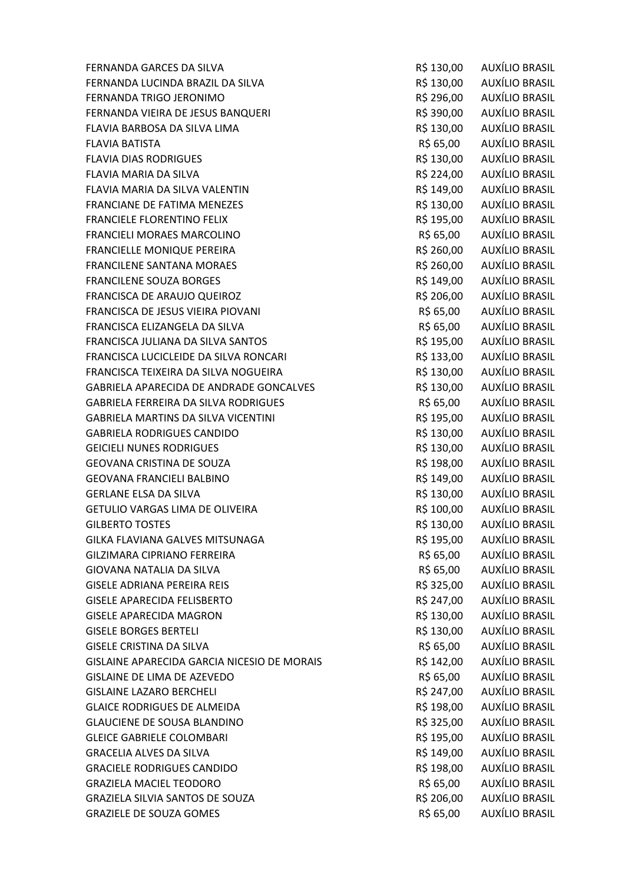| | | |
|---|---|---|
| FERNANDA GARCES DA SILVA | R$ 130,00 | AUXÍLIO BRASIL |
| FERNANDA LUCINDA BRAZIL DA SILVA | R$ 130,00 | AUXÍLIO BRASIL |
| FERNANDA TRIGO JERONIMO | R$ 296,00 | AUXÍLIO BRASIL |
| FERNANDA VIEIRA DE JESUS BANQUERI | R$ 390,00 | AUXÍLIO BRASIL |
| FLAVIA BARBOSA DA SILVA LIMA | R$ 130,00 | AUXÍLIO BRASIL |
| FLAVIA BATISTA | R$ 65,00 | AUXÍLIO BRASIL |
| FLAVIA DIAS RODRIGUES | R$ 130,00 | AUXÍLIO BRASIL |
| FLAVIA MARIA DA SILVA | R$ 224,00 | AUXÍLIO BRASIL |
| FLAVIA MARIA DA SILVA VALENTIN | R$ 149,00 | AUXÍLIO BRASIL |
| FRANCIANE DE FATIMA MENEZES | R$ 130,00 | AUXÍLIO BRASIL |
| FRANCIELE FLORENTINO FELIX | R$ 195,00 | AUXÍLIO BRASIL |
| FRANCIELI MORAES MARCOLINO | R$ 65,00 | AUXÍLIO BRASIL |
| FRANCIELLE MONIQUE PEREIRA | R$ 260,00 | AUXÍLIO BRASIL |
| FRANCILENE SANTANA MORAES | R$ 260,00 | AUXÍLIO BRASIL |
| FRANCILENE SOUZA BORGES | R$ 149,00 | AUXÍLIO BRASIL |
| FRANCISCA DE ARAUJO QUEIROZ | R$ 206,00 | AUXÍLIO BRASIL |
| FRANCISCA DE JESUS VIEIRA PIOVANI | R$ 65,00 | AUXÍLIO BRASIL |
| FRANCISCA ELIZANGELA DA SILVA | R$ 65,00 | AUXÍLIO BRASIL |
| FRANCISCA JULIANA DA SILVA SANTOS | R$ 195,00 | AUXÍLIO BRASIL |
| FRANCISCA LUCICLEIDE DA SILVA RONCARI | R$ 133,00 | AUXÍLIO BRASIL |
| FRANCISCA TEIXEIRA DA SILVA NOGUEIRA | R$ 130,00 | AUXÍLIO BRASIL |
| GABRIELA APARECIDA DE ANDRADE GONCALVES | R$ 130,00 | AUXÍLIO BRASIL |
| GABRIELA FERREIRA DA SILVA RODRIGUES | R$ 65,00 | AUXÍLIO BRASIL |
| GABRIELA MARTINS DA SILVA VICENTINI | R$ 195,00 | AUXÍLIO BRASIL |
| GABRIELA RODRIGUES CANDIDO | R$ 130,00 | AUXÍLIO BRASIL |
| GEICIELI NUNES RODRIGUES | R$ 130,00 | AUXÍLIO BRASIL |
| GEOVANA CRISTINA DE SOUZA | R$ 198,00 | AUXÍLIO BRASIL |
| GEOVANA FRANCIELI BALBINO | R$ 149,00 | AUXÍLIO BRASIL |
| GERLANE ELSA DA SILVA | R$ 130,00 | AUXÍLIO BRASIL |
| GETULIO VARGAS LIMA DE OLIVEIRA | R$ 100,00 | AUXÍLIO BRASIL |
| GILBERTO TOSTES | R$ 130,00 | AUXÍLIO BRASIL |
| GILKA FLAVIANA GALVES MITSUNAGA | R$ 195,00 | AUXÍLIO BRASIL |
| GILZIMARA CIPRIANO FERREIRA | R$ 65,00 | AUXÍLIO BRASIL |
| GIOVANA NATALIA DA SILVA | R$ 65,00 | AUXÍLIO BRASIL |
| GISELE ADRIANA PEREIRA REIS | R$ 325,00 | AUXÍLIO BRASIL |
| GISELE APARECIDA FELISBERTO | R$ 247,00 | AUXÍLIO BRASIL |
| GISELE APARECIDA MAGRON | R$ 130,00 | AUXÍLIO BRASIL |
| GISELE BORGES BERTELI | R$ 130,00 | AUXÍLIO BRASIL |
| GISELE CRISTINA DA SILVA | R$ 65,00 | AUXÍLIO BRASIL |
| GISLAINE APARECIDA GARCIA NICESIO DE MORAIS | R$ 142,00 | AUXÍLIO BRASIL |
| GISLAINE DE LIMA DE AZEVEDO | R$ 65,00 | AUXÍLIO BRASIL |
| GISLAINE LAZARO BERCHELI | R$ 247,00 | AUXÍLIO BRASIL |
| GLAICE RODRIGUES DE ALMEIDA | R$ 198,00 | AUXÍLIO BRASIL |
| GLAUCIENE DE SOUSA BLANDINO | R$ 325,00 | AUXÍLIO BRASIL |
| GLEICE GABRIELE COLOMBARI | R$ 195,00 | AUXÍLIO BRASIL |
| GRACELIA ALVES DA SILVA | R$ 149,00 | AUXÍLIO BRASIL |
| GRACIELE RODRIGUES CANDIDO | R$ 198,00 | AUXÍLIO BRASIL |
| GRAZIELA MACIEL TEODORO | R$ 65,00 | AUXÍLIO BRASIL |
| GRAZIELA SILVIA SANTOS DE SOUZA | R$ 206,00 | AUXÍLIO BRASIL |
| GRAZIELE DE SOUZA GOMES | R$ 65,00 | AUXÍLIO BRASIL |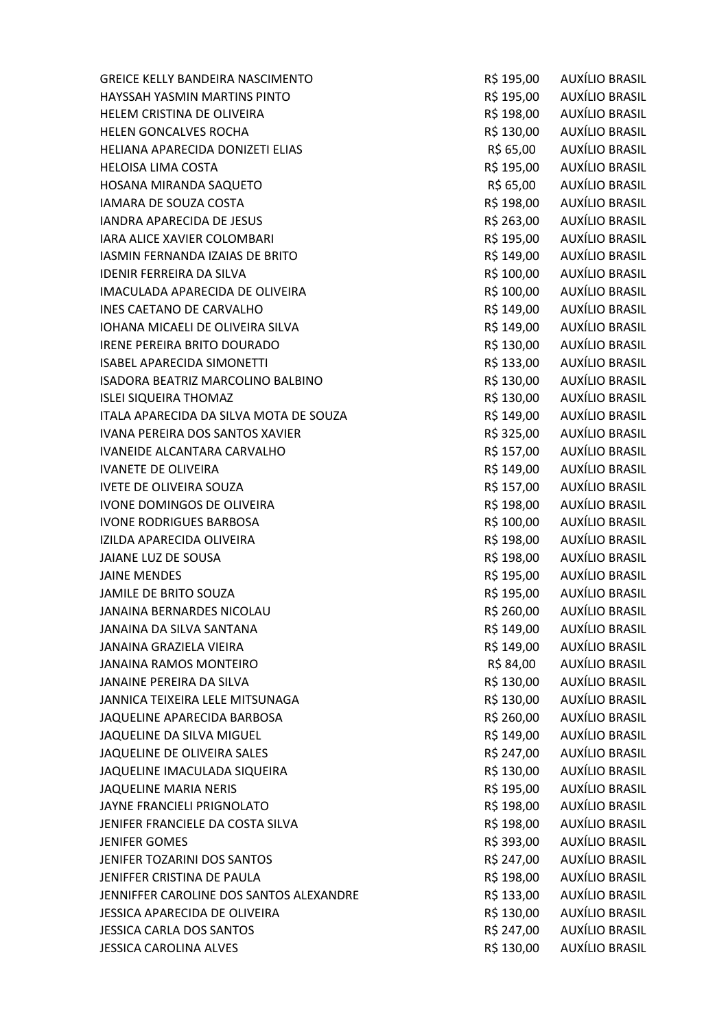| | | |
|---|---|---|
| GREICE KELLY BANDEIRA NASCIMENTO | R$ 195,00 | AUXÍLIO BRASIL |
| HAYSSAH YASMIN MARTINS PINTO | R$ 195,00 | AUXÍLIO BRASIL |
| HELEM CRISTINA DE OLIVEIRA | R$ 198,00 | AUXÍLIO BRASIL |
| HELEN GONCALVES ROCHA | R$ 130,00 | AUXÍLIO BRASIL |
| HELIANA APARECIDA DONIZETI ELIAS | R$ 65,00 | AUXÍLIO BRASIL |
| HELOISA LIMA COSTA | R$ 195,00 | AUXÍLIO BRASIL |
| HOSANA MIRANDA SAQUETO | R$ 65,00 | AUXÍLIO BRASIL |
| IAMARA DE SOUZA COSTA | R$ 198,00 | AUXÍLIO BRASIL |
| IANDRA APARECIDA DE JESUS | R$ 263,00 | AUXÍLIO BRASIL |
| IARA ALICE XAVIER COLOMBARI | R$ 195,00 | AUXÍLIO BRASIL |
| IASMIN FERNANDA IZAIAS DE BRITO | R$ 149,00 | AUXÍLIO BRASIL |
| IDENIR FERREIRA DA SILVA | R$ 100,00 | AUXÍLIO BRASIL |
| IMACULADA APARECIDA DE OLIVEIRA | R$ 100,00 | AUXÍLIO BRASIL |
| INES CAETANO DE CARVALHO | R$ 149,00 | AUXÍLIO BRASIL |
| IOHANA MICAELI DE OLIVEIRA SILVA | R$ 149,00 | AUXÍLIO BRASIL |
| IRENE PEREIRA BRITO DOURADO | R$ 130,00 | AUXÍLIO BRASIL |
| ISABEL APARECIDA SIMONETTI | R$ 133,00 | AUXÍLIO BRASIL |
| ISADORA BEATRIZ MARCOLINO BALBINO | R$ 130,00 | AUXÍLIO BRASIL |
| ISLEI SIQUEIRA THOMAZ | R$ 130,00 | AUXÍLIO BRASIL |
| ITALA APARECIDA DA SILVA MOTA DE SOUZA | R$ 149,00 | AUXÍLIO BRASIL |
| IVANA PEREIRA DOS SANTOS XAVIER | R$ 325,00 | AUXÍLIO BRASIL |
| IVANEIDE ALCANTARA CARVALHO | R$ 157,00 | AUXÍLIO BRASIL |
| IVANETE DE OLIVEIRA | R$ 149,00 | AUXÍLIO BRASIL |
| IVETE DE OLIVEIRA SOUZA | R$ 157,00 | AUXÍLIO BRASIL |
| IVONE DOMINGOS DE OLIVEIRA | R$ 198,00 | AUXÍLIO BRASIL |
| IVONE RODRIGUES BARBOSA | R$ 100,00 | AUXÍLIO BRASIL |
| IZILDA APARECIDA OLIVEIRA | R$ 198,00 | AUXÍLIO BRASIL |
| JAIANE LUZ DE SOUSA | R$ 198,00 | AUXÍLIO BRASIL |
| JAINE MENDES | R$ 195,00 | AUXÍLIO BRASIL |
| JAMILE DE BRITO SOUZA | R$ 195,00 | AUXÍLIO BRASIL |
| JANAINA BERNARDES NICOLAU | R$ 260,00 | AUXÍLIO BRASIL |
| JANAINA DA SILVA SANTANA | R$ 149,00 | AUXÍLIO BRASIL |
| JANAINA GRAZIELA VIEIRA | R$ 149,00 | AUXÍLIO BRASIL |
| JANAINA RAMOS MONTEIRO | R$ 84,00 | AUXÍLIO BRASIL |
| JANAINE PEREIRA DA SILVA | R$ 130,00 | AUXÍLIO BRASIL |
| JANNICA TEIXEIRA LELE MITSUNAGA | R$ 130,00 | AUXÍLIO BRASIL |
| JAQUELINE APARECIDA BARBOSA | R$ 260,00 | AUXÍLIO BRASIL |
| JAQUELINE DA SILVA MIGUEL | R$ 149,00 | AUXÍLIO BRASIL |
| JAQUELINE DE OLIVEIRA SALES | R$ 247,00 | AUXÍLIO BRASIL |
| JAQUELINE IMACULADA SIQUEIRA | R$ 130,00 | AUXÍLIO BRASIL |
| JAQUELINE MARIA NERIS | R$ 195,00 | AUXÍLIO BRASIL |
| JAYNE FRANCIELI PRIGNOLATO | R$ 198,00 | AUXÍLIO BRASIL |
| JENIFER FRANCIELE DA COSTA SILVA | R$ 198,00 | AUXÍLIO BRASIL |
| JENIFER GOMES | R$ 393,00 | AUXÍLIO BRASIL |
| JENIFER TOZARINI DOS SANTOS | R$ 247,00 | AUXÍLIO BRASIL |
| JENIFFER CRISTINA DE PAULA | R$ 198,00 | AUXÍLIO BRASIL |
| JENNIFFER CAROLINE DOS SANTOS ALEXANDRE | R$ 133,00 | AUXÍLIO BRASIL |
| JESSICA APARECIDA DE OLIVEIRA | R$ 130,00 | AUXÍLIO BRASIL |
| JESSICA CARLA DOS SANTOS | R$ 247,00 | AUXÍLIO BRASIL |
| JESSICA CAROLINA ALVES | R$ 130,00 | AUXÍLIO BRASIL |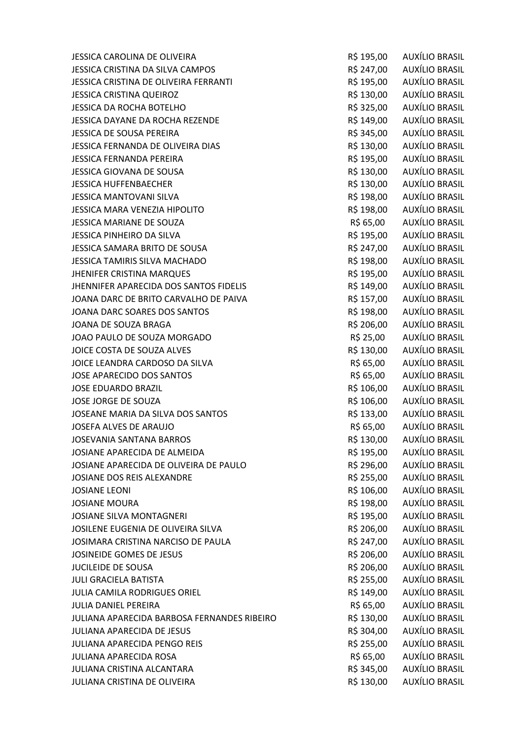| | | |
|---|---|---|
| JESSICA CAROLINA DE OLIVEIRA | R$ 195,00 | AUXÍLIO BRASIL |
| JESSICA CRISTINA DA SILVA CAMPOS | R$ 247,00 | AUXÍLIO BRASIL |
| JESSICA CRISTINA DE OLIVEIRA FERRANTI | R$ 195,00 | AUXÍLIO BRASIL |
| JESSICA CRISTINA QUEIROZ | R$ 130,00 | AUXÍLIO BRASIL |
| JESSICA DA ROCHA BOTELHO | R$ 325,00 | AUXÍLIO BRASIL |
| JESSICA DAYANE DA ROCHA REZENDE | R$ 149,00 | AUXÍLIO BRASIL |
| JESSICA DE SOUSA PEREIRA | R$ 345,00 | AUXÍLIO BRASIL |
| JESSICA FERNANDA DE OLIVEIRA DIAS | R$ 130,00 | AUXÍLIO BRASIL |
| JESSICA FERNANDA PEREIRA | R$ 195,00 | AUXÍLIO BRASIL |
| JESSICA GIOVANA DE SOUSA | R$ 130,00 | AUXÍLIO BRASIL |
| JESSICA HUFFENBAECHER | R$ 130,00 | AUXÍLIO BRASIL |
| JESSICA MANTOVANI SILVA | R$ 198,00 | AUXÍLIO BRASIL |
| JESSICA MARA VENEZIA HIPOLITO | R$ 198,00 | AUXÍLIO BRASIL |
| JESSICA MARIANE DE SOUZA | R$ 65,00 | AUXÍLIO BRASIL |
| JESSICA PINHEIRO DA SILVA | R$ 195,00 | AUXÍLIO BRASIL |
| JESSICA SAMARA BRITO DE SOUSA | R$ 247,00 | AUXÍLIO BRASIL |
| JESSICA TAMIRIS SILVA MACHADO | R$ 198,00 | AUXÍLIO BRASIL |
| JHENIFER CRISTINA MARQUES | R$ 195,00 | AUXÍLIO BRASIL |
| JHENNIFER APARECIDA DOS SANTOS FIDELIS | R$ 149,00 | AUXÍLIO BRASIL |
| JOANA DARC DE BRITO CARVALHO DE PAIVA | R$ 157,00 | AUXÍLIO BRASIL |
| JOANA DARC SOARES DOS SANTOS | R$ 198,00 | AUXÍLIO BRASIL |
| JOANA DE SOUZA BRAGA | R$ 206,00 | AUXÍLIO BRASIL |
| JOAO PAULO DE SOUZA MORGADO | R$ 25,00 | AUXÍLIO BRASIL |
| JOICE COSTA DE SOUZA ALVES | R$ 130,00 | AUXÍLIO BRASIL |
| JOICE LEANDRA CARDOSO DA SILVA | R$ 65,00 | AUXÍLIO BRASIL |
| JOSE APARECIDO DOS SANTOS | R$ 65,00 | AUXÍLIO BRASIL |
| JOSE EDUARDO BRAZIL | R$ 106,00 | AUXÍLIO BRASIL |
| JOSE JORGE DE SOUZA | R$ 106,00 | AUXÍLIO BRASIL |
| JOSEANE MARIA DA SILVA DOS SANTOS | R$ 133,00 | AUXÍLIO BRASIL |
| JOSEFA ALVES DE ARAUJO | R$ 65,00 | AUXÍLIO BRASIL |
| JOSEVANIA SANTANA BARROS | R$ 130,00 | AUXÍLIO BRASIL |
| JOSIANE APARECIDA DE ALMEIDA | R$ 195,00 | AUXÍLIO BRASIL |
| JOSIANE APARECIDA DE OLIVEIRA DE PAULO | R$ 296,00 | AUXÍLIO BRASIL |
| JOSIANE DOS REIS ALEXANDRE | R$ 255,00 | AUXÍLIO BRASIL |
| JOSIANE LEONI | R$ 106,00 | AUXÍLIO BRASIL |
| JOSIANE MOURA | R$ 198,00 | AUXÍLIO BRASIL |
| JOSIANE SILVA MONTAGNERI | R$ 195,00 | AUXÍLIO BRASIL |
| JOSILENE EUGENIA DE OLIVEIRA SILVA | R$ 206,00 | AUXÍLIO BRASIL |
| JOSIMARA CRISTINA NARCISO DE PAULA | R$ 247,00 | AUXÍLIO BRASIL |
| JOSINEIDE GOMES DE JESUS | R$ 206,00 | AUXÍLIO BRASIL |
| JUCILEIDE DE SOUSA | R$ 206,00 | AUXÍLIO BRASIL |
| JULI GRACIELA BATISTA | R$ 255,00 | AUXÍLIO BRASIL |
| JULIA CAMILA RODRIGUES ORIEL | R$ 149,00 | AUXÍLIO BRASIL |
| JULIA DANIEL PEREIRA | R$ 65,00 | AUXÍLIO BRASIL |
| JULIANA APARECIDA BARBOSA FERNANDES RIBEIRO | R$ 130,00 | AUXÍLIO BRASIL |
| JULIANA APARECIDA DE JESUS | R$ 304,00 | AUXÍLIO BRASIL |
| JULIANA APARECIDA PENGO REIS | R$ 255,00 | AUXÍLIO BRASIL |
| JULIANA APARECIDA ROSA | R$ 65,00 | AUXÍLIO BRASIL |
| JULIANA CRISTINA ALCANTARA | R$ 345,00 | AUXÍLIO BRASIL |
| JULIANA CRISTINA DE OLIVEIRA | R$ 130,00 | AUXÍLIO BRASIL |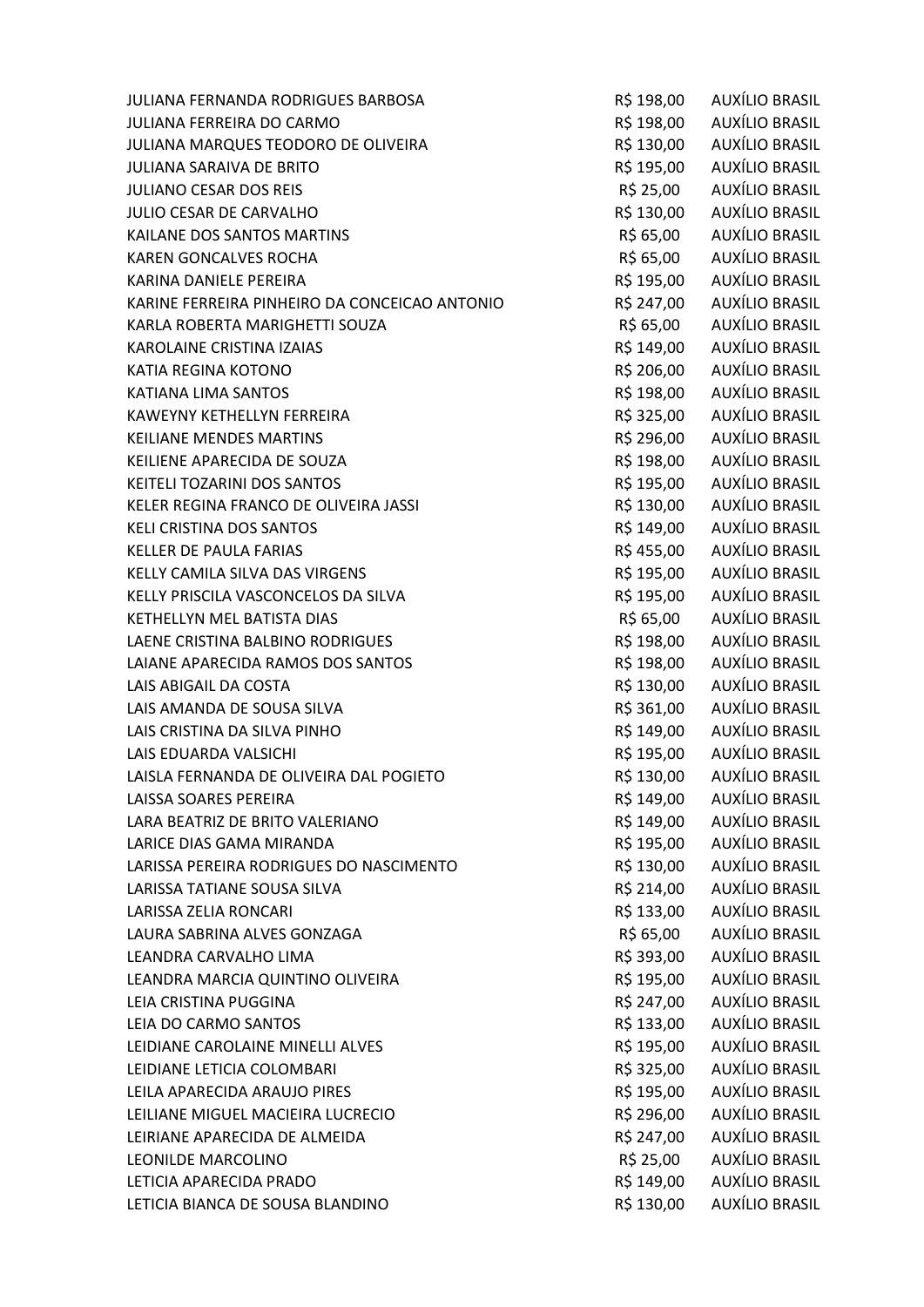| | | |
|---|---|---|
| JULIANA FERNANDA RODRIGUES BARBOSA | R$ 198,00 | AUXÍLIO BRASIL |
| JULIANA FERREIRA DO CARMO | R$ 198,00 | AUXÍLIO BRASIL |
| JULIANA MARQUES TEODORO DE OLIVEIRA | R$ 130,00 | AUXÍLIO BRASIL |
| JULIANA SARAIVA DE BRITO | R$ 195,00 | AUXÍLIO BRASIL |
| JULIANO CESAR DOS REIS | R$ 25,00 | AUXÍLIO BRASIL |
| JULIO CESAR DE CARVALHO | R$ 130,00 | AUXÍLIO BRASIL |
| KAILANE DOS SANTOS MARTINS | R$ 65,00 | AUXÍLIO BRASIL |
| KAREN GONCALVES ROCHA | R$ 65,00 | AUXÍLIO BRASIL |
| KARINA DANIELE PEREIRA | R$ 195,00 | AUXÍLIO BRASIL |
| KARINE FERREIRA PINHEIRO DA CONCEICAO ANTONIO | R$ 247,00 | AUXÍLIO BRASIL |
| KARLA ROBERTA MARIGHETTI SOUZA | R$ 65,00 | AUXÍLIO BRASIL |
| KAROLAINE CRISTINA IZAIAS | R$ 149,00 | AUXÍLIO BRASIL |
| KATIA REGINA KOTONO | R$ 206,00 | AUXÍLIO BRASIL |
| KATIANA LIMA SANTOS | R$ 198,00 | AUXÍLIO BRASIL |
| KAWEYNY KETHELLYN FERREIRA | R$ 325,00 | AUXÍLIO BRASIL |
| KEILIANE MENDES MARTINS | R$ 296,00 | AUXÍLIO BRASIL |
| KEILIENE APARECIDA DE SOUZA | R$ 198,00 | AUXÍLIO BRASIL |
| KEITELI TOZARINI DOS SANTOS | R$ 195,00 | AUXÍLIO BRASIL |
| KELER REGINA FRANCO DE OLIVEIRA JASSI | R$ 130,00 | AUXÍLIO BRASIL |
| KELI CRISTINA DOS SANTOS | R$ 149,00 | AUXÍLIO BRASIL |
| KELLER DE PAULA FARIAS | R$ 455,00 | AUXÍLIO BRASIL |
| KELLY CAMILA SILVA DAS VIRGENS | R$ 195,00 | AUXÍLIO BRASIL |
| KELLY PRISCILA VASCONCELOS DA SILVA | R$ 195,00 | AUXÍLIO BRASIL |
| KETHELLYN MEL BATISTA DIAS | R$ 65,00 | AUXÍLIO BRASIL |
| LAENE CRISTINA BALBINO RODRIGUES | R$ 198,00 | AUXÍLIO BRASIL |
| LAIANE APARECIDA RAMOS DOS SANTOS | R$ 198,00 | AUXÍLIO BRASIL |
| LAIS ABIGAIL DA COSTA | R$ 130,00 | AUXÍLIO BRASIL |
| LAIS AMANDA DE SOUSA SILVA | R$ 361,00 | AUXÍLIO BRASIL |
| LAIS CRISTINA DA SILVA PINHO | R$ 149,00 | AUXÍLIO BRASIL |
| LAIS EDUARDA VALSICHI | R$ 195,00 | AUXÍLIO BRASIL |
| LAISLA FERNANDA DE OLIVEIRA DAL POGIETO | R$ 130,00 | AUXÍLIO BRASIL |
| LAISSA SOARES PEREIRA | R$ 149,00 | AUXÍLIO BRASIL |
| LARA BEATRIZ DE BRITO VALERIANO | R$ 149,00 | AUXÍLIO BRASIL |
| LARICE DIAS GAMA MIRANDA | R$ 195,00 | AUXÍLIO BRASIL |
| LARISSA PEREIRA RODRIGUES DO NASCIMENTO | R$ 130,00 | AUXÍLIO BRASIL |
| LARISSA TATIANE SOUSA SILVA | R$ 214,00 | AUXÍLIO BRASIL |
| LARISSA ZELIA RONCARI | R$ 133,00 | AUXÍLIO BRASIL |
| LAURA SABRINA ALVES GONZAGA | R$ 65,00 | AUXÍLIO BRASIL |
| LEANDRA CARVALHO LIMA | R$ 393,00 | AUXÍLIO BRASIL |
| LEANDRA MARCIA QUINTINO OLIVEIRA | R$ 195,00 | AUXÍLIO BRASIL |
| LEIA CRISTINA PUGGINA | R$ 247,00 | AUXÍLIO BRASIL |
| LEIA DO CARMO SANTOS | R$ 133,00 | AUXÍLIO BRASIL |
| LEIDIANE CAROLAINE MINELLI ALVES | R$ 195,00 | AUXÍLIO BRASIL |
| LEIDIANE LETICIA COLOMBARI | R$ 325,00 | AUXÍLIO BRASIL |
| LEILA APARECIDA ARAUJO PIRES | R$ 195,00 | AUXÍLIO BRASIL |
| LEILIANE MIGUEL MACIEIRA LUCRECIO | R$ 296,00 | AUXÍLIO BRASIL |
| LEIRIANE APARECIDA DE ALMEIDA | R$ 247,00 | AUXÍLIO BRASIL |
| LEONILDE MARCOLINO | R$ 25,00 | AUXÍLIO BRASIL |
| LETICIA APARECIDA PRADO | R$ 149,00 | AUXÍLIO BRASIL |
| LETICIA BIANCA DE SOUSA BLANDINO | R$ 130,00 | AUXÍLIO BRASIL |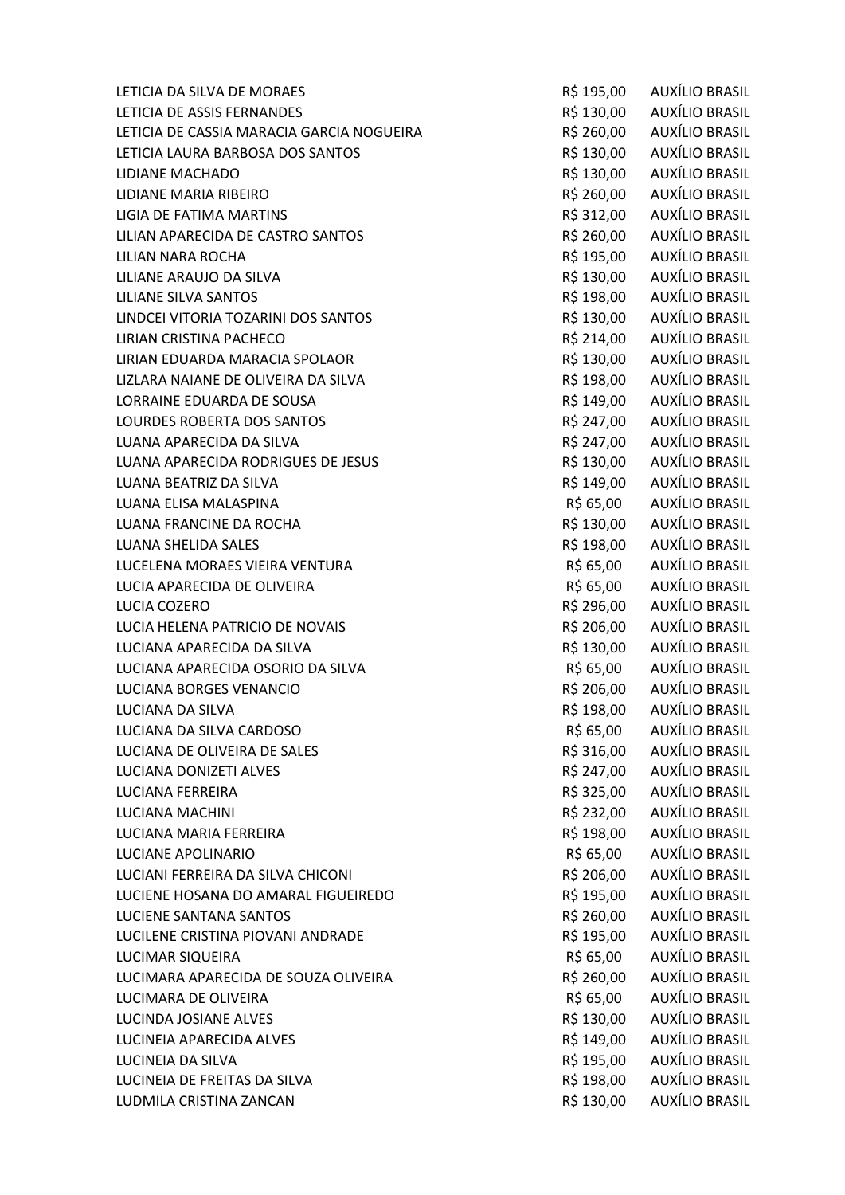| | | |
|---|---|---|
| LETICIA DA SILVA DE MORAES | R$ 195,00 | AUXÍLIO BRASIL |
| LETICIA DE ASSIS FERNANDES | R$ 130,00 | AUXÍLIO BRASIL |
| LETICIA DE CASSIA MARACIA GARCIA NOGUEIRA | R$ 260,00 | AUXÍLIO BRASIL |
| LETICIA LAURA BARBOSA DOS SANTOS | R$ 130,00 | AUXÍLIO BRASIL |
| LIDIANE MACHADO | R$ 130,00 | AUXÍLIO BRASIL |
| LIDIANE MARIA RIBEIRO | R$ 260,00 | AUXÍLIO BRASIL |
| LIGIA DE FATIMA MARTINS | R$ 312,00 | AUXÍLIO BRASIL |
| LILIAN APARECIDA DE CASTRO SANTOS | R$ 260,00 | AUXÍLIO BRASIL |
| LILIAN NARA ROCHA | R$ 195,00 | AUXÍLIO BRASIL |
| LILIANE ARAUJO DA SILVA | R$ 130,00 | AUXÍLIO BRASIL |
| LILIANE SILVA SANTOS | R$ 198,00 | AUXÍLIO BRASIL |
| LINDCEI VITORIA TOZARINI DOS SANTOS | R$ 130,00 | AUXÍLIO BRASIL |
| LIRIAN CRISTINA PACHECO | R$ 214,00 | AUXÍLIO BRASIL |
| LIRIAN EDUARDA MARACIA SPOLAOR | R$ 130,00 | AUXÍLIO BRASIL |
| LIZLARA NAIANE DE OLIVEIRA DA SILVA | R$ 198,00 | AUXÍLIO BRASIL |
| LORRAINE EDUARDA DE SOUSA | R$ 149,00 | AUXÍLIO BRASIL |
| LOURDES ROBERTA DOS SANTOS | R$ 247,00 | AUXÍLIO BRASIL |
| LUANA APARECIDA DA SILVA | R$ 247,00 | AUXÍLIO BRASIL |
| LUANA APARECIDA RODRIGUES DE JESUS | R$ 130,00 | AUXÍLIO BRASIL |
| LUANA BEATRIZ DA SILVA | R$ 149,00 | AUXÍLIO BRASIL |
| LUANA ELISA MALASPINA | R$ 65,00 | AUXÍLIO BRASIL |
| LUANA FRANCINE DA ROCHA | R$ 130,00 | AUXÍLIO BRASIL |
| LUANA SHELIDA SALES | R$ 198,00 | AUXÍLIO BRASIL |
| LUCELENA MORAES VIEIRA VENTURA | R$ 65,00 | AUXÍLIO BRASIL |
| LUCIA APARECIDA DE OLIVEIRA | R$ 65,00 | AUXÍLIO BRASIL |
| LUCIA COZERO | R$ 296,00 | AUXÍLIO BRASIL |
| LUCIA HELENA PATRICIO DE NOVAIS | R$ 206,00 | AUXÍLIO BRASIL |
| LUCIANA APARECIDA DA SILVA | R$ 130,00 | AUXÍLIO BRASIL |
| LUCIANA APARECIDA OSORIO DA SILVA | R$ 65,00 | AUXÍLIO BRASIL |
| LUCIANA BORGES VENANCIO | R$ 206,00 | AUXÍLIO BRASIL |
| LUCIANA DA SILVA | R$ 198,00 | AUXÍLIO BRASIL |
| LUCIANA DA SILVA CARDOSO | R$ 65,00 | AUXÍLIO BRASIL |
| LUCIANA DE OLIVEIRA DE SALES | R$ 316,00 | AUXÍLIO BRASIL |
| LUCIANA DONIZETI ALVES | R$ 247,00 | AUXÍLIO BRASIL |
| LUCIANA FERREIRA | R$ 325,00 | AUXÍLIO BRASIL |
| LUCIANA MACHINI | R$ 232,00 | AUXÍLIO BRASIL |
| LUCIANA MARIA FERREIRA | R$ 198,00 | AUXÍLIO BRASIL |
| LUCIANE APOLINARIO | R$ 65,00 | AUXÍLIO BRASIL |
| LUCIANI FERREIRA DA SILVA CHICONI | R$ 206,00 | AUXÍLIO BRASIL |
| LUCIENE HOSANA DO AMARAL FIGUEIREDO | R$ 195,00 | AUXÍLIO BRASIL |
| LUCIENE SANTANA SANTOS | R$ 260,00 | AUXÍLIO BRASIL |
| LUCILENE CRISTINA PIOVANI ANDRADE | R$ 195,00 | AUXÍLIO BRASIL |
| LUCIMAR SIQUEIRA | R$ 65,00 | AUXÍLIO BRASIL |
| LUCIMARA APARECIDA DE SOUZA OLIVEIRA | R$ 260,00 | AUXÍLIO BRASIL |
| LUCIMARA DE OLIVEIRA | R$ 65,00 | AUXÍLIO BRASIL |
| LUCINDA JOSIANE ALVES | R$ 130,00 | AUXÍLIO BRASIL |
| LUCINEIA APARECIDA ALVES | R$ 149,00 | AUXÍLIO BRASIL |
| LUCINEIA DA SILVA | R$ 195,00 | AUXÍLIO BRASIL |
| LUCINEIA DE FREITAS DA SILVA | R$ 198,00 | AUXÍLIO BRASIL |
| LUDMILA CRISTINA ZANCAN | R$ 130,00 | AUXÍLIO BRASIL |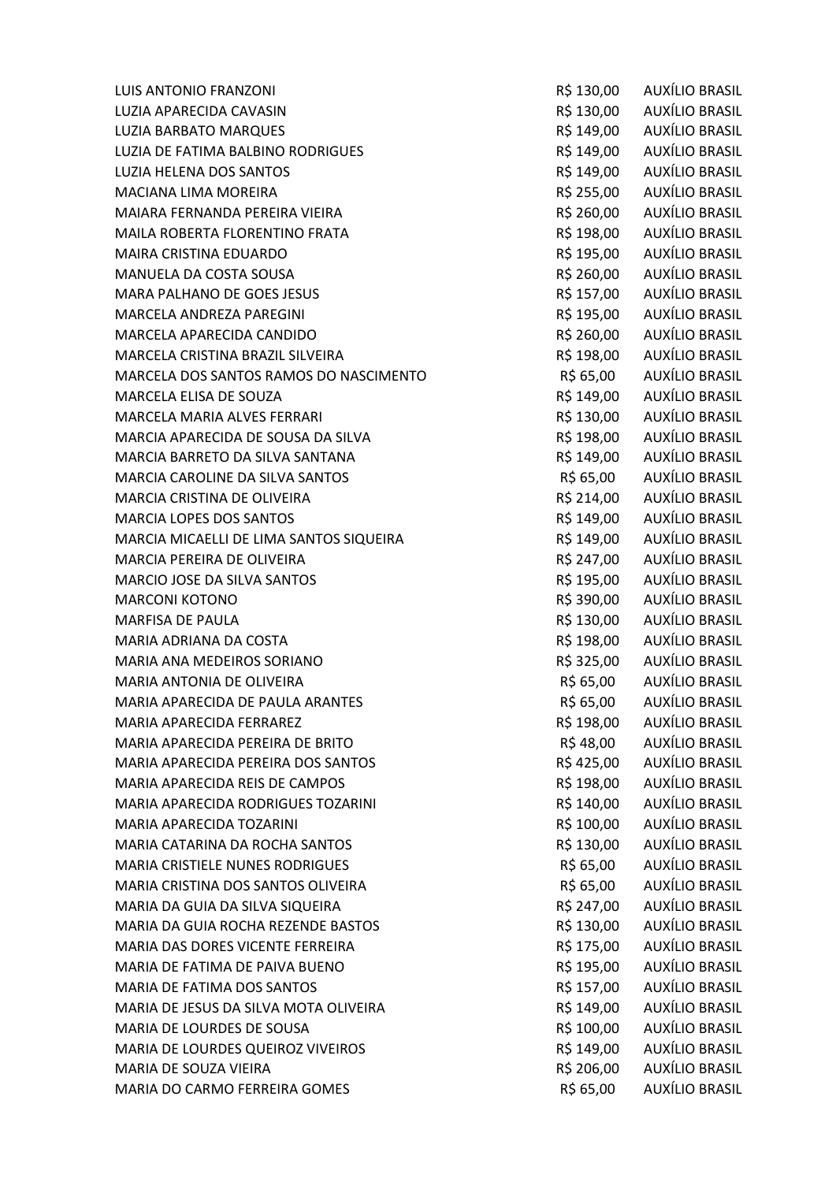| | | |
|---|---|---|
| LUIS ANTONIO FRANZONI | R$ 130,00 | AUXÍLIO BRASIL |
| LUZIA APARECIDA CAVASIN | R$ 130,00 | AUXÍLIO BRASIL |
| LUZIA BARBATO MARQUES | R$ 149,00 | AUXÍLIO BRASIL |
| LUZIA DE FATIMA BALBINO RODRIGUES | R$ 149,00 | AUXÍLIO BRASIL |
| LUZIA HELENA DOS SANTOS | R$ 149,00 | AUXÍLIO BRASIL |
| MACIANA LIMA MOREIRA | R$ 255,00 | AUXÍLIO BRASIL |
| MAIARA FERNANDA PEREIRA VIEIRA | R$ 260,00 | AUXÍLIO BRASIL |
| MAILA ROBERTA FLORENTINO FRATA | R$ 198,00 | AUXÍLIO BRASIL |
| MAIRA CRISTINA EDUARDO | R$ 195,00 | AUXÍLIO BRASIL |
| MANUELA DA COSTA SOUSA | R$ 260,00 | AUXÍLIO BRASIL |
| MARA PALHANO DE GOES JESUS | R$ 157,00 | AUXÍLIO BRASIL |
| MARCELA ANDREZA PAREGINI | R$ 195,00 | AUXÍLIO BRASIL |
| MARCELA APARECIDA CANDIDO | R$ 260,00 | AUXÍLIO BRASIL |
| MARCELA CRISTINA BRAZIL SILVEIRA | R$ 198,00 | AUXÍLIO BRASIL |
| MARCELA DOS SANTOS RAMOS DO NASCIMENTO | R$ 65,00 | AUXÍLIO BRASIL |
| MARCELA ELISA DE SOUZA | R$ 149,00 | AUXÍLIO BRASIL |
| MARCELA MARIA ALVES FERRARI | R$ 130,00 | AUXÍLIO BRASIL |
| MARCIA APARECIDA DE SOUSA DA SILVA | R$ 198,00 | AUXÍLIO BRASIL |
| MARCIA BARRETO DA SILVA SANTANA | R$ 149,00 | AUXÍLIO BRASIL |
| MARCIA CAROLINE DA SILVA SANTOS | R$ 65,00 | AUXÍLIO BRASIL |
| MARCIA CRISTINA DE OLIVEIRA | R$ 214,00 | AUXÍLIO BRASIL |
| MARCIA LOPES DOS SANTOS | R$ 149,00 | AUXÍLIO BRASIL |
| MARCIA MICAELLI DE LIMA SANTOS SIQUEIRA | R$ 149,00 | AUXÍLIO BRASIL |
| MARCIA PEREIRA DE OLIVEIRA | R$ 247,00 | AUXÍLIO BRASIL |
| MARCIO JOSE DA SILVA SANTOS | R$ 195,00 | AUXÍLIO BRASIL |
| MARCONI KOTONO | R$ 390,00 | AUXÍLIO BRASIL |
| MARFISA DE PAULA | R$ 130,00 | AUXÍLIO BRASIL |
| MARIA ADRIANA DA COSTA | R$ 198,00 | AUXÍLIO BRASIL |
| MARIA ANA MEDEIROS SORIANO | R$ 325,00 | AUXÍLIO BRASIL |
| MARIA ANTONIA DE OLIVEIRA | R$ 65,00 | AUXÍLIO BRASIL |
| MARIA APARECIDA DE PAULA ARANTES | R$ 65,00 | AUXÍLIO BRASIL |
| MARIA APARECIDA FERRAREZ | R$ 198,00 | AUXÍLIO BRASIL |
| MARIA APARECIDA PEREIRA DE BRITO | R$ 48,00 | AUXÍLIO BRASIL |
| MARIA APARECIDA PEREIRA DOS SANTOS | R$ 425,00 | AUXÍLIO BRASIL |
| MARIA APARECIDA REIS DE CAMPOS | R$ 198,00 | AUXÍLIO BRASIL |
| MARIA APARECIDA RODRIGUES TOZARINI | R$ 140,00 | AUXÍLIO BRASIL |
| MARIA APARECIDA TOZARINI | R$ 100,00 | AUXÍLIO BRASIL |
| MARIA CATARINA DA ROCHA SANTOS | R$ 130,00 | AUXÍLIO BRASIL |
| MARIA CRISTIELE NUNES RODRIGUES | R$ 65,00 | AUXÍLIO BRASIL |
| MARIA CRISTINA DOS SANTOS OLIVEIRA | R$ 65,00 | AUXÍLIO BRASIL |
| MARIA DA GUIA DA SILVA SIQUEIRA | R$ 247,00 | AUXÍLIO BRASIL |
| MARIA DA GUIA ROCHA REZENDE BASTOS | R$ 130,00 | AUXÍLIO BRASIL |
| MARIA DAS DORES VICENTE FERREIRA | R$ 175,00 | AUXÍLIO BRASIL |
| MARIA DE FATIMA DE PAIVA BUENO | R$ 195,00 | AUXÍLIO BRASIL |
| MARIA DE FATIMA DOS SANTOS | R$ 157,00 | AUXÍLIO BRASIL |
| MARIA DE JESUS DA SILVA MOTA OLIVEIRA | R$ 149,00 | AUXÍLIO BRASIL |
| MARIA DE LOURDES DE SOUSA | R$ 100,00 | AUXÍLIO BRASIL |
| MARIA DE LOURDES QUEIROZ VIVEIROS | R$ 149,00 | AUXÍLIO BRASIL |
| MARIA DE SOUZA VIEIRA | R$ 206,00 | AUXÍLIO BRASIL |
| MARIA DO CARMO FERREIRA GOMES | R$ 65,00 | AUXÍLIO BRASIL |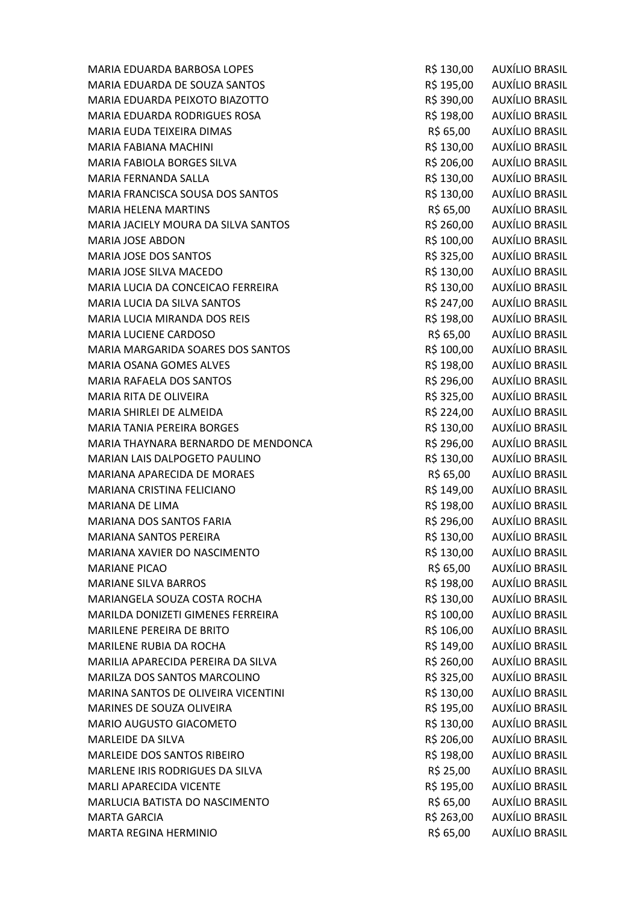| | | |
|---|---|---|
| MARIA EDUARDA BARBOSA LOPES | R$ 130,00 | AUXÍLIO BRASIL |
| MARIA EDUARDA DE SOUZA SANTOS | R$ 195,00 | AUXÍLIO BRASIL |
| MARIA EDUARDA PEIXOTO BIAZOTTO | R$ 390,00 | AUXÍLIO BRASIL |
| MARIA EDUARDA RODRIGUES ROSA | R$ 198,00 | AUXÍLIO BRASIL |
| MARIA EUDA TEIXEIRA DIMAS | R$ 65,00 | AUXÍLIO BRASIL |
| MARIA FABIANA MACHINI | R$ 130,00 | AUXÍLIO BRASIL |
| MARIA FABIOLA BORGES SILVA | R$ 206,00 | AUXÍLIO BRASIL |
| MARIA FERNANDA SALLA | R$ 130,00 | AUXÍLIO BRASIL |
| MARIA FRANCISCA SOUSA DOS SANTOS | R$ 130,00 | AUXÍLIO BRASIL |
| MARIA HELENA MARTINS | R$ 65,00 | AUXÍLIO BRASIL |
| MARIA JACIELY MOURA DA SILVA SANTOS | R$ 260,00 | AUXÍLIO BRASIL |
| MARIA JOSE ABDON | R$ 100,00 | AUXÍLIO BRASIL |
| MARIA JOSE DOS SANTOS | R$ 325,00 | AUXÍLIO BRASIL |
| MARIA JOSE SILVA MACEDO | R$ 130,00 | AUXÍLIO BRASIL |
| MARIA LUCIA DA CONCEICAO FERREIRA | R$ 130,00 | AUXÍLIO BRASIL |
| MARIA LUCIA DA SILVA SANTOS | R$ 247,00 | AUXÍLIO BRASIL |
| MARIA LUCIA MIRANDA DOS REIS | R$ 198,00 | AUXÍLIO BRASIL |
| MARIA LUCIENE CARDOSO | R$ 65,00 | AUXÍLIO BRASIL |
| MARIA MARGARIDA SOARES DOS SANTOS | R$ 100,00 | AUXÍLIO BRASIL |
| MARIA OSANA GOMES ALVES | R$ 198,00 | AUXÍLIO BRASIL |
| MARIA RAFAELA DOS SANTOS | R$ 296,00 | AUXÍLIO BRASIL |
| MARIA RITA DE OLIVEIRA | R$ 325,00 | AUXÍLIO BRASIL |
| MARIA SHIRLEI DE ALMEIDA | R$ 224,00 | AUXÍLIO BRASIL |
| MARIA TANIA PEREIRA BORGES | R$ 130,00 | AUXÍLIO BRASIL |
| MARIA THAYNARA BERNARDO DE MENDONCA | R$ 296,00 | AUXÍLIO BRASIL |
| MARIAN LAIS DALPOGETO PAULINO | R$ 130,00 | AUXÍLIO BRASIL |
| MARIANA APARECIDA DE MORAES | R$ 65,00 | AUXÍLIO BRASIL |
| MARIANA CRISTINA FELICIANO | R$ 149,00 | AUXÍLIO BRASIL |
| MARIANA DE LIMA | R$ 198,00 | AUXÍLIO BRASIL |
| MARIANA DOS SANTOS FARIA | R$ 296,00 | AUXÍLIO BRASIL |
| MARIANA SANTOS PEREIRA | R$ 130,00 | AUXÍLIO BRASIL |
| MARIANA XAVIER DO NASCIMENTO | R$ 130,00 | AUXÍLIO BRASIL |
| MARIANE PICAO | R$ 65,00 | AUXÍLIO BRASIL |
| MARIANE SILVA BARROS | R$ 198,00 | AUXÍLIO BRASIL |
| MARIANGELA SOUZA COSTA ROCHA | R$ 130,00 | AUXÍLIO BRASIL |
| MARILDA DONIZETI GIMENES FERREIRA | R$ 100,00 | AUXÍLIO BRASIL |
| MARILENE PEREIRA DE BRITO | R$ 106,00 | AUXÍLIO BRASIL |
| MARILENE RUBIA DA ROCHA | R$ 149,00 | AUXÍLIO BRASIL |
| MARILIA APARECIDA PEREIRA DA SILVA | R$ 260,00 | AUXÍLIO BRASIL |
| MARILZA DOS SANTOS MARCOLINO | R$ 325,00 | AUXÍLIO BRASIL |
| MARINA SANTOS DE OLIVEIRA VICENTINI | R$ 130,00 | AUXÍLIO BRASIL |
| MARINES DE SOUZA OLIVEIRA | R$ 195,00 | AUXÍLIO BRASIL |
| MARIO AUGUSTO GIACOMETO | R$ 130,00 | AUXÍLIO BRASIL |
| MARLEIDE DA SILVA | R$ 206,00 | AUXÍLIO BRASIL |
| MARLEIDE DOS SANTOS RIBEIRO | R$ 198,00 | AUXÍLIO BRASIL |
| MARLENE IRIS RODRIGUES DA SILVA | R$ 25,00 | AUXÍLIO BRASIL |
| MARLI APARECIDA VICENTE | R$ 195,00 | AUXÍLIO BRASIL |
| MARLUCIA BATISTA DO NASCIMENTO | R$ 65,00 | AUXÍLIO BRASIL |
| MARTA GARCIA | R$ 263,00 | AUXÍLIO BRASIL |
| MARTA REGINA HERMINIO | R$ 65,00 | AUXÍLIO BRASIL |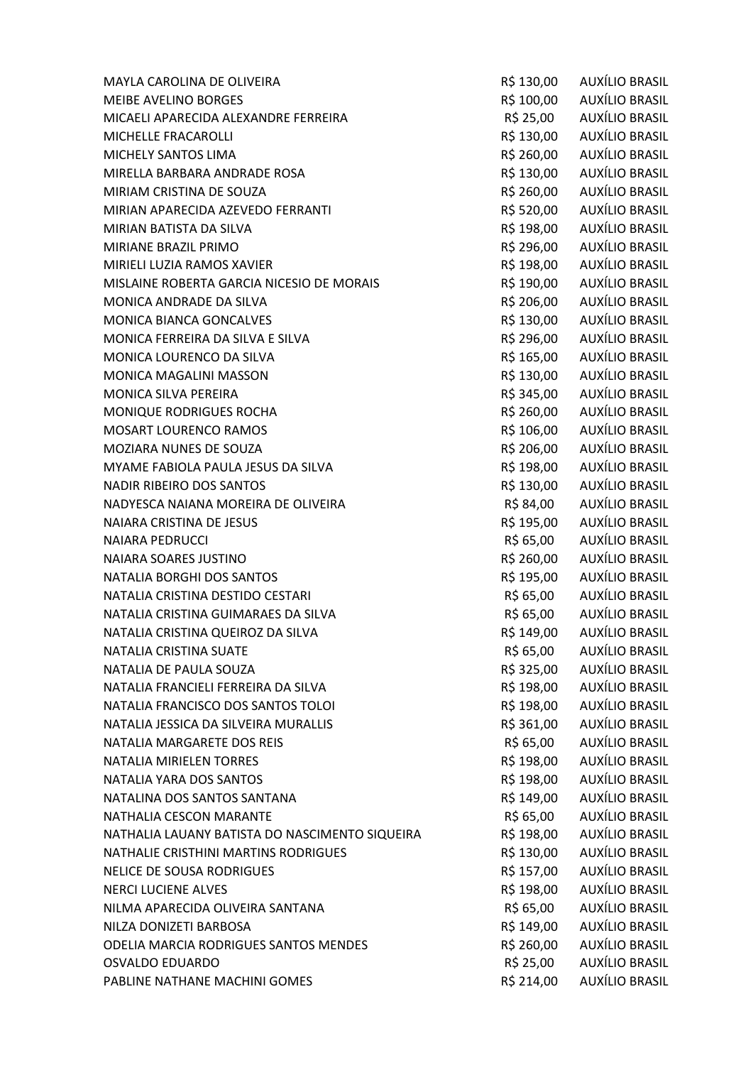| | | |
|---|---|---|
| MAYLA CAROLINA DE OLIVEIRA | R$ 130,00 | AUXÍLIO BRASIL |
| MEIBE AVELINO BORGES | R$ 100,00 | AUXÍLIO BRASIL |
| MICAELI APARECIDA ALEXANDRE FERREIRA | R$ 25,00 | AUXÍLIO BRASIL |
| MICHELLE FRACAROLLI | R$ 130,00 | AUXÍLIO BRASIL |
| MICHELY SANTOS LIMA | R$ 260,00 | AUXÍLIO BRASIL |
| MIRELLA BARBARA ANDRADE ROSA | R$ 130,00 | AUXÍLIO BRASIL |
| MIRIAM CRISTINA DE SOUZA | R$ 260,00 | AUXÍLIO BRASIL |
| MIRIAN APARECIDA AZEVEDO FERRANTI | R$ 520,00 | AUXÍLIO BRASIL |
| MIRIAN BATISTA DA SILVA | R$ 198,00 | AUXÍLIO BRASIL |
| MIRIANE BRAZIL PRIMO | R$ 296,00 | AUXÍLIO BRASIL |
| MIRIELI LUZIA RAMOS XAVIER | R$ 198,00 | AUXÍLIO BRASIL |
| MISLAINE ROBERTA GARCIA NICESIO DE MORAIS | R$ 190,00 | AUXÍLIO BRASIL |
| MONICA ANDRADE DA SILVA | R$ 206,00 | AUXÍLIO BRASIL |
| MONICA BIANCA GONCALVES | R$ 130,00 | AUXÍLIO BRASIL |
| MONICA FERREIRA DA SILVA E SILVA | R$ 296,00 | AUXÍLIO BRASIL |
| MONICA LOURENCO DA SILVA | R$ 165,00 | AUXÍLIO BRASIL |
| MONICA MAGALINI MASSON | R$ 130,00 | AUXÍLIO BRASIL |
| MONICA SILVA PEREIRA | R$ 345,00 | AUXÍLIO BRASIL |
| MONIQUE RODRIGUES ROCHA | R$ 260,00 | AUXÍLIO BRASIL |
| MOSART LOURENCO RAMOS | R$ 106,00 | AUXÍLIO BRASIL |
| MOZIARA NUNES DE SOUZA | R$ 206,00 | AUXÍLIO BRASIL |
| MYAME FABIOLA PAULA JESUS DA SILVA | R$ 198,00 | AUXÍLIO BRASIL |
| NADIR RIBEIRO DOS SANTOS | R$ 130,00 | AUXÍLIO BRASIL |
| NADYESCA NAIANA MOREIRA DE OLIVEIRA | R$ 84,00 | AUXÍLIO BRASIL |
| NAIARA CRISTINA DE JESUS | R$ 195,00 | AUXÍLIO BRASIL |
| NAIARA PEDRUCCI | R$ 65,00 | AUXÍLIO BRASIL |
| NAIARA SOARES JUSTINO | R$ 260,00 | AUXÍLIO BRASIL |
| NATALIA BORGHI DOS SANTOS | R$ 195,00 | AUXÍLIO BRASIL |
| NATALIA CRISTINA DESTIDO CESTARI | R$ 65,00 | AUXÍLIO BRASIL |
| NATALIA CRISTINA GUIMARAES DA SILVA | R$ 65,00 | AUXÍLIO BRASIL |
| NATALIA CRISTINA QUEIROZ DA SILVA | R$ 149,00 | AUXÍLIO BRASIL |
| NATALIA CRISTINA SUATE | R$ 65,00 | AUXÍLIO BRASIL |
| NATALIA DE PAULA SOUZA | R$ 325,00 | AUXÍLIO BRASIL |
| NATALIA FRANCIELI FERREIRA DA SILVA | R$ 198,00 | AUXÍLIO BRASIL |
| NATALIA FRANCISCO DOS SANTOS TOLOI | R$ 198,00 | AUXÍLIO BRASIL |
| NATALIA JESSICA DA SILVEIRA MURALLIS | R$ 361,00 | AUXÍLIO BRASIL |
| NATALIA MARGARETE DOS REIS | R$ 65,00 | AUXÍLIO BRASIL |
| NATALIA MIRIELEN TORRES | R$ 198,00 | AUXÍLIO BRASIL |
| NATALIA YARA DOS SANTOS | R$ 198,00 | AUXÍLIO BRASIL |
| NATALINA DOS SANTOS SANTANA | R$ 149,00 | AUXÍLIO BRASIL |
| NATHALIA CESCON MARANTE | R$ 65,00 | AUXÍLIO BRASIL |
| NATHALIA LAUANY BATISTA DO NASCIMENTO SIQUEIRA | R$ 198,00 | AUXÍLIO BRASIL |
| NATHALIE CRISTHINI MARTINS RODRIGUES | R$ 130,00 | AUXÍLIO BRASIL |
| NELICE DE SOUSA RODRIGUES | R$ 157,00 | AUXÍLIO BRASIL |
| NERCI LUCIENE ALVES | R$ 198,00 | AUXÍLIO BRASIL |
| NILMA APARECIDA OLIVEIRA SANTANA | R$ 65,00 | AUXÍLIO BRASIL |
| NILZA DONIZETI BARBOSA | R$ 149,00 | AUXÍLIO BRASIL |
| ODELIA MARCIA RODRIGUES SANTOS MENDES | R$ 260,00 | AUXÍLIO BRASIL |
| OSVALDO EDUARDO | R$ 25,00 | AUXÍLIO BRASIL |
| PABLINE NATHANE MACHINI GOMES | R$ 214,00 | AUXÍLIO BRASIL |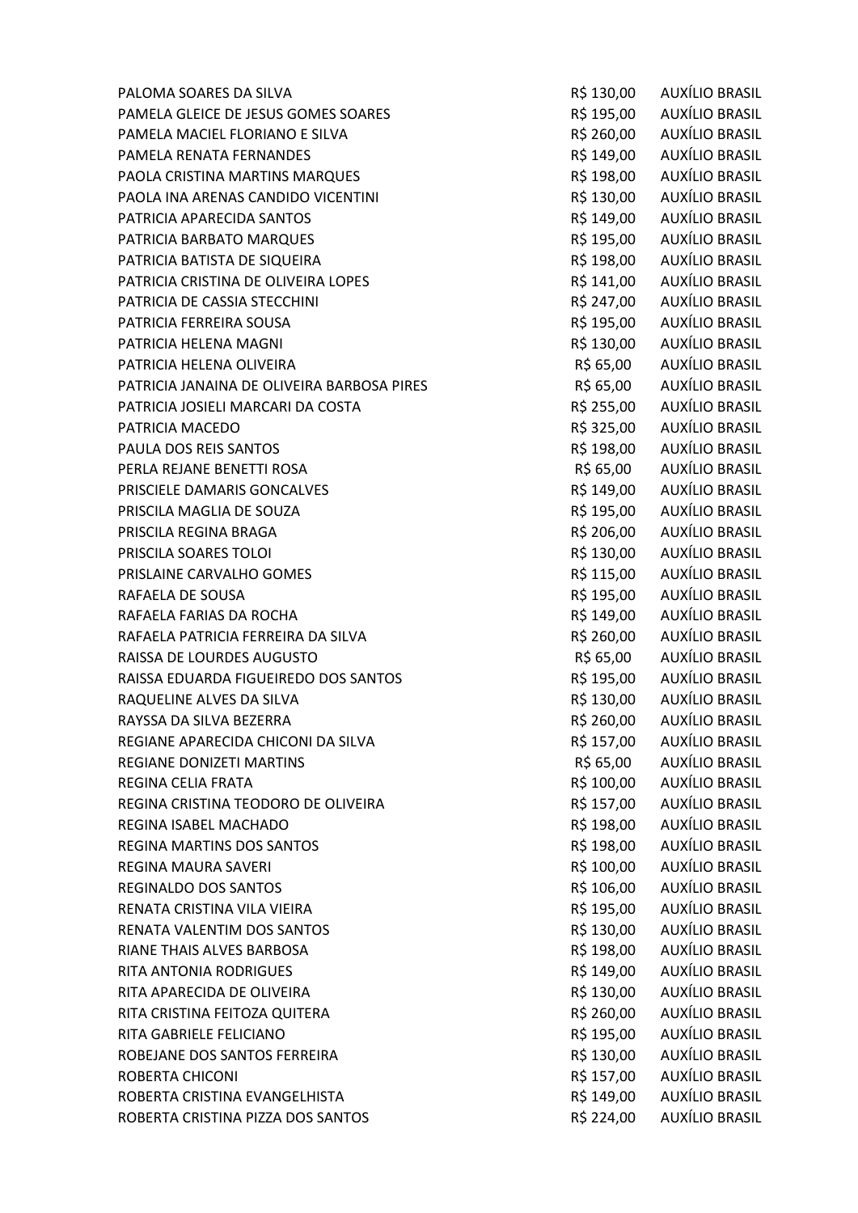| | | |
|---|---|---|
| PALOMA SOARES DA SILVA | R$ 130,00 | AUXÍLIO BRASIL |
| PAMELA GLEICE DE JESUS GOMES SOARES | R$ 195,00 | AUXÍLIO BRASIL |
| PAMELA MACIEL FLORIANO E SILVA | R$ 260,00 | AUXÍLIO BRASIL |
| PAMELA RENATA FERNANDES | R$ 149,00 | AUXÍLIO BRASIL |
| PAOLA CRISTINA MARTINS MARQUES | R$ 198,00 | AUXÍLIO BRASIL |
| PAOLA INA ARENAS CANDIDO VICENTINI | R$ 130,00 | AUXÍLIO BRASIL |
| PATRICIA APARECIDA SANTOS | R$ 149,00 | AUXÍLIO BRASIL |
| PATRICIA BARBATO MARQUES | R$ 195,00 | AUXÍLIO BRASIL |
| PATRICIA BATISTA DE SIQUEIRA | R$ 198,00 | AUXÍLIO BRASIL |
| PATRICIA CRISTINA DE OLIVEIRA LOPES | R$ 141,00 | AUXÍLIO BRASIL |
| PATRICIA DE CASSIA STECCHINI | R$ 247,00 | AUXÍLIO BRASIL |
| PATRICIA FERREIRA SOUSA | R$ 195,00 | AUXÍLIO BRASIL |
| PATRICIA HELENA MAGNI | R$ 130,00 | AUXÍLIO BRASIL |
| PATRICIA HELENA OLIVEIRA | R$ 65,00 | AUXÍLIO BRASIL |
| PATRICIA JANAINA DE OLIVEIRA BARBOSA PIRES | R$ 65,00 | AUXÍLIO BRASIL |
| PATRICIA JOSIELI MARCARI DA COSTA | R$ 255,00 | AUXÍLIO BRASIL |
| PATRICIA MACEDO | R$ 325,00 | AUXÍLIO BRASIL |
| PAULA DOS REIS SANTOS | R$ 198,00 | AUXÍLIO BRASIL |
| PERLA REJANE BENETTI ROSA | R$ 65,00 | AUXÍLIO BRASIL |
| PRISCIELE DAMARIS GONCALVES | R$ 149,00 | AUXÍLIO BRASIL |
| PRISCILA MAGLIA DE SOUZA | R$ 195,00 | AUXÍLIO BRASIL |
| PRISCILA REGINA BRAGA | R$ 206,00 | AUXÍLIO BRASIL |
| PRISCILA SOARES TOLOI | R$ 130,00 | AUXÍLIO BRASIL |
| PRISLAINE CARVALHO GOMES | R$ 115,00 | AUXÍLIO BRASIL |
| RAFAELA DE SOUSA | R$ 195,00 | AUXÍLIO BRASIL |
| RAFAELA FARIAS DA ROCHA | R$ 149,00 | AUXÍLIO BRASIL |
| RAFAELA PATRICIA FERREIRA DA SILVA | R$ 260,00 | AUXÍLIO BRASIL |
| RAISSA DE LOURDES AUGUSTO | R$ 65,00 | AUXÍLIO BRASIL |
| RAISSA EDUARDA FIGUEIREDO DOS SANTOS | R$ 195,00 | AUXÍLIO BRASIL |
| RAQUELINE ALVES DA SILVA | R$ 130,00 | AUXÍLIO BRASIL |
| RAYSSA DA SILVA BEZERRA | R$ 260,00 | AUXÍLIO BRASIL |
| REGIANE APARECIDA CHICONI DA SILVA | R$ 157,00 | AUXÍLIO BRASIL |
| REGIANE DONIZETI MARTINS | R$ 65,00 | AUXÍLIO BRASIL |
| REGINA CELIA FRATA | R$ 100,00 | AUXÍLIO BRASIL |
| REGINA CRISTINA TEODORO DE OLIVEIRA | R$ 157,00 | AUXÍLIO BRASIL |
| REGINA ISABEL MACHADO | R$ 198,00 | AUXÍLIO BRASIL |
| REGINA MARTINS DOS SANTOS | R$ 198,00 | AUXÍLIO BRASIL |
| REGINA MAURA SAVERI | R$ 100,00 | AUXÍLIO BRASIL |
| REGINALDO DOS SANTOS | R$ 106,00 | AUXÍLIO BRASIL |
| RENATA CRISTINA VILA VIEIRA | R$ 195,00 | AUXÍLIO BRASIL |
| RENATA VALENTIM DOS SANTOS | R$ 130,00 | AUXÍLIO BRASIL |
| RIANE THAIS ALVES BARBOSA | R$ 198,00 | AUXÍLIO BRASIL |
| RITA ANTONIA RODRIGUES | R$ 149,00 | AUXÍLIO BRASIL |
| RITA APARECIDA DE OLIVEIRA | R$ 130,00 | AUXÍLIO BRASIL |
| RITA CRISTINA FEITOZA QUITERA | R$ 260,00 | AUXÍLIO BRASIL |
| RITA GABRIELE FELICIANO | R$ 195,00 | AUXÍLIO BRASIL |
| ROBEJANE DOS SANTOS FERREIRA | R$ 130,00 | AUXÍLIO BRASIL |
| ROBERTA CHICONI | R$ 157,00 | AUXÍLIO BRASIL |
| ROBERTA CRISTINA EVANGELHISTA | R$ 149,00 | AUXÍLIO BRASIL |
| ROBERTA CRISTINA PIZZA DOS SANTOS | R$ 224,00 | AUXÍLIO BRASIL |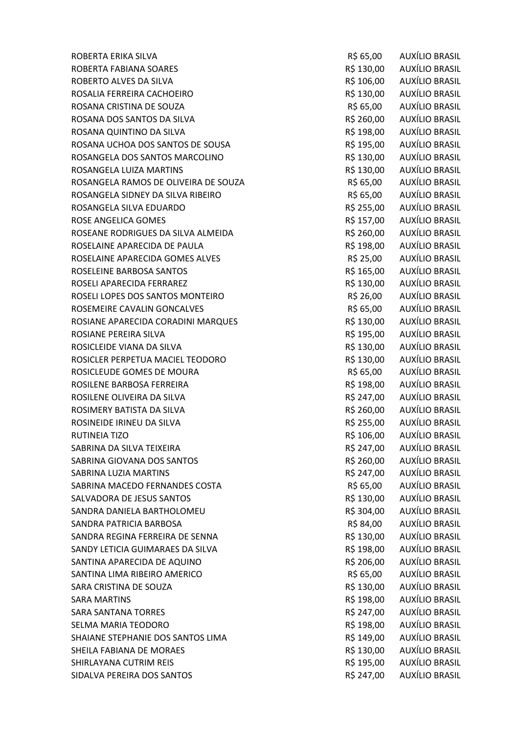| | | |
|---|---|---|
| ROBERTA ERIKA SILVA | R$ 65,00 | AUXÍLIO BRASIL |
| ROBERTA FABIANA SOARES | R$ 130,00 | AUXÍLIO BRASIL |
| ROBERTO ALVES DA SILVA | R$ 106,00 | AUXÍLIO BRASIL |
| ROSALIA FERREIRA CACHOEIRO | R$ 130,00 | AUXÍLIO BRASIL |
| ROSANA CRISTINA DE SOUZA | R$ 65,00 | AUXÍLIO BRASIL |
| ROSANA DOS SANTOS DA SILVA | R$ 260,00 | AUXÍLIO BRASIL |
| ROSANA QUINTINO DA SILVA | R$ 198,00 | AUXÍLIO BRASIL |
| ROSANA UCHOA DOS SANTOS DE SOUSA | R$ 195,00 | AUXÍLIO BRASIL |
| ROSANGELA DOS SANTOS MARCOLINO | R$ 130,00 | AUXÍLIO BRASIL |
| ROSANGELA LUIZA MARTINS | R$ 130,00 | AUXÍLIO BRASIL |
| ROSANGELA RAMOS DE OLIVEIRA DE SOUZA | R$ 65,00 | AUXÍLIO BRASIL |
| ROSANGELA SIDNEY DA SILVA RIBEIRO | R$ 65,00 | AUXÍLIO BRASIL |
| ROSANGELA SILVA EDUARDO | R$ 255,00 | AUXÍLIO BRASIL |
| ROSE ANGELICA GOMES | R$ 157,00 | AUXÍLIO BRASIL |
| ROSEANE RODRIGUES DA SILVA ALMEIDA | R$ 260,00 | AUXÍLIO BRASIL |
| ROSELAINE APARECIDA DE PAULA | R$ 198,00 | AUXÍLIO BRASIL |
| ROSELAINE APARECIDA GOMES ALVES | R$ 25,00 | AUXÍLIO BRASIL |
| ROSELEINE BARBOSA SANTOS | R$ 165,00 | AUXÍLIO BRASIL |
| ROSELI APARECIDA FERRAREZ | R$ 130,00 | AUXÍLIO BRASIL |
| ROSELI LOPES DOS SANTOS MONTEIRO | R$ 26,00 | AUXÍLIO BRASIL |
| ROSEMEIRE CAVALIN GONCALVES | R$ 65,00 | AUXÍLIO BRASIL |
| ROSIANE APARECIDA CORADINI MARQUES | R$ 130,00 | AUXÍLIO BRASIL |
| ROSIANE PEREIRA SILVA | R$ 195,00 | AUXÍLIO BRASIL |
| ROSICLEIDE VIANA DA SILVA | R$ 130,00 | AUXÍLIO BRASIL |
| ROSICLER PERPETUA MACIEL TEODORO | R$ 130,00 | AUXÍLIO BRASIL |
| ROSICLEUDE GOMES DE MOURA | R$ 65,00 | AUXÍLIO BRASIL |
| ROSILENE BARBOSA FERREIRA | R$ 198,00 | AUXÍLIO BRASIL |
| ROSILENE OLIVEIRA DA SILVA | R$ 247,00 | AUXÍLIO BRASIL |
| ROSIMERY BATISTA DA SILVA | R$ 260,00 | AUXÍLIO BRASIL |
| ROSINEIDE IRINEU DA SILVA | R$ 255,00 | AUXÍLIO BRASIL |
| RUTINEIA TIZO | R$ 106,00 | AUXÍLIO BRASIL |
| SABRINA DA SILVA TEIXEIRA | R$ 247,00 | AUXÍLIO BRASIL |
| SABRINA GIOVANA DOS SANTOS | R$ 260,00 | AUXÍLIO BRASIL |
| SABRINA LUZIA MARTINS | R$ 247,00 | AUXÍLIO BRASIL |
| SABRINA MACEDO FERNANDES COSTA | R$ 65,00 | AUXÍLIO BRASIL |
| SALVADORA DE JESUS SANTOS | R$ 130,00 | AUXÍLIO BRASIL |
| SANDRA DANIELA BARTHOLOMEU | R$ 304,00 | AUXÍLIO BRASIL |
| SANDRA PATRICIA BARBOSA | R$ 84,00 | AUXÍLIO BRASIL |
| SANDRA REGINA FERREIRA DE SENNA | R$ 130,00 | AUXÍLIO BRASIL |
| SANDY LETICIA GUIMARAES DA SILVA | R$ 198,00 | AUXÍLIO BRASIL |
| SANTINA APARECIDA DE AQUINO | R$ 206,00 | AUXÍLIO BRASIL |
| SANTINA LIMA RIBEIRO AMERICO | R$ 65,00 | AUXÍLIO BRASIL |
| SARA CRISTINA DE SOUZA | R$ 130,00 | AUXÍLIO BRASIL |
| SARA MARTINS | R$ 198,00 | AUXÍLIO BRASIL |
| SARA SANTANA TORRES | R$ 247,00 | AUXÍLIO BRASIL |
| SELMA MARIA TEODORO | R$ 198,00 | AUXÍLIO BRASIL |
| SHAIANE STEPHANIE DOS SANTOS LIMA | R$ 149,00 | AUXÍLIO BRASIL |
| SHEILA FABIANA DE MORAES | R$ 130,00 | AUXÍLIO BRASIL |
| SHIRLAYANA CUTRIM REIS | R$ 195,00 | AUXÍLIO BRASIL |
| SIDALVA PEREIRA DOS SANTOS | R$ 247,00 | AUXÍLIO BRASIL |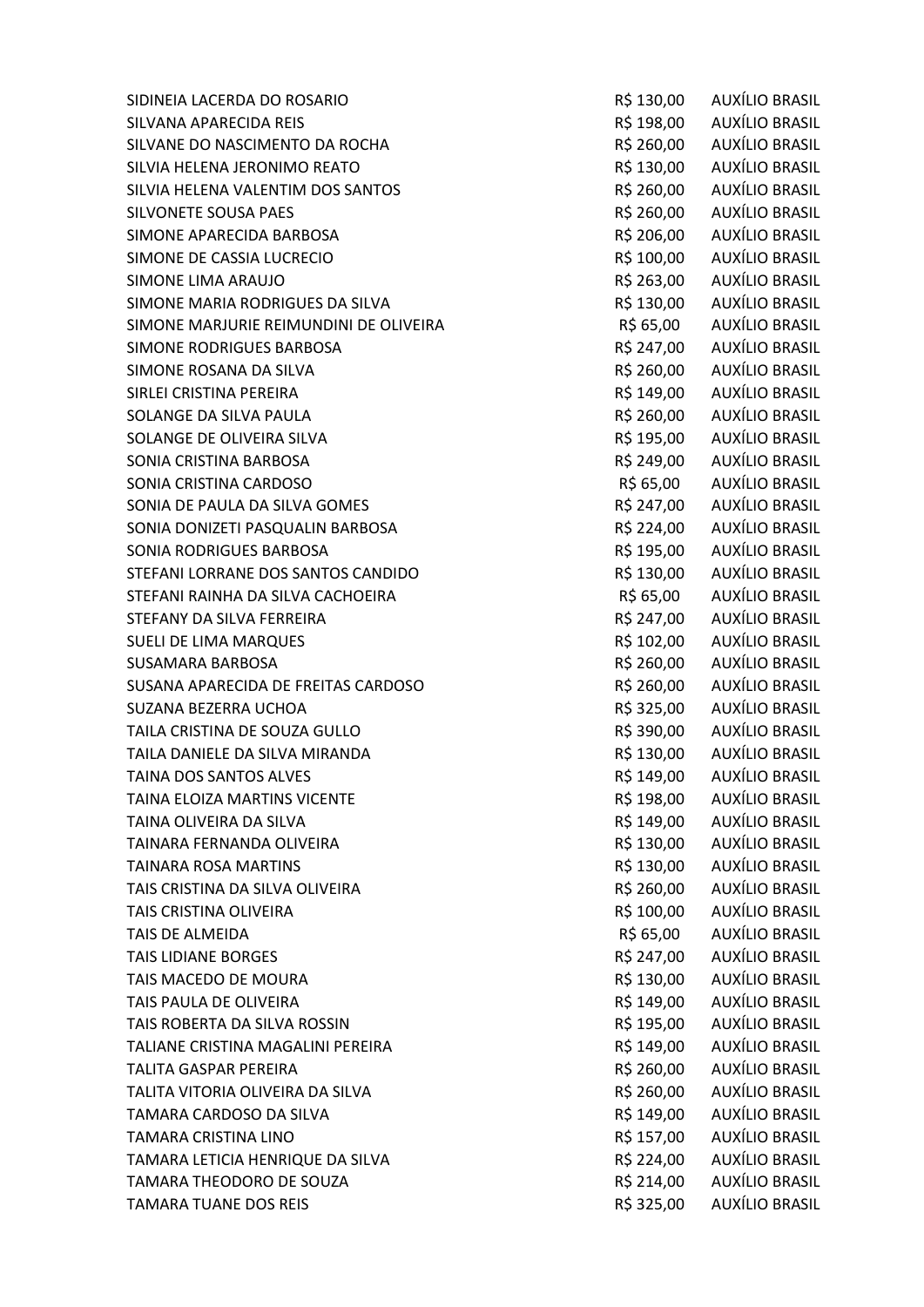| | | |
|---|---|---|
| SIDINEIA LACERDA DO ROSARIO | R$ 130,00 | AUXÍLIO BRASIL |
| SILVANA APARECIDA REIS | R$ 198,00 | AUXÍLIO BRASIL |
| SILVANE DO NASCIMENTO DA ROCHA | R$ 260,00 | AUXÍLIO BRASIL |
| SILVIA HELENA JERONIMO REATO | R$ 130,00 | AUXÍLIO BRASIL |
| SILVIA HELENA VALENTIM DOS SANTOS | R$ 260,00 | AUXÍLIO BRASIL |
| SILVONETE SOUSA PAES | R$ 260,00 | AUXÍLIO BRASIL |
| SIMONE APARECIDA BARBOSA | R$ 206,00 | AUXÍLIO BRASIL |
| SIMONE DE CASSIA LUCRECIO | R$ 100,00 | AUXÍLIO BRASIL |
| SIMONE LIMA ARAUJO | R$ 263,00 | AUXÍLIO BRASIL |
| SIMONE MARIA RODRIGUES DA SILVA | R$ 130,00 | AUXÍLIO BRASIL |
| SIMONE MARJURIE REIMUNDINI DE OLIVEIRA | R$ 65,00 | AUXÍLIO BRASIL |
| SIMONE RODRIGUES BARBOSA | R$ 247,00 | AUXÍLIO BRASIL |
| SIMONE ROSANA DA SILVA | R$ 260,00 | AUXÍLIO BRASIL |
| SIRLEI CRISTINA PEREIRA | R$ 149,00 | AUXÍLIO BRASIL |
| SOLANGE DA SILVA PAULA | R$ 260,00 | AUXÍLIO BRASIL |
| SOLANGE DE OLIVEIRA SILVA | R$ 195,00 | AUXÍLIO BRASIL |
| SONIA CRISTINA BARBOSA | R$ 249,00 | AUXÍLIO BRASIL |
| SONIA CRISTINA CARDOSO | R$ 65,00 | AUXÍLIO BRASIL |
| SONIA DE PAULA DA SILVA GOMES | R$ 247,00 | AUXÍLIO BRASIL |
| SONIA DONIZETI PASQUALIN BARBOSA | R$ 224,00 | AUXÍLIO BRASIL |
| SONIA RODRIGUES BARBOSA | R$ 195,00 | AUXÍLIO BRASIL |
| STEFANI LORRANE DOS SANTOS CANDIDO | R$ 130,00 | AUXÍLIO BRASIL |
| STEFANI RAINHA DA SILVA CACHOEIRA | R$ 65,00 | AUXÍLIO BRASIL |
| STEFANY DA SILVA FERREIRA | R$ 247,00 | AUXÍLIO BRASIL |
| SUELI DE LIMA MARQUES | R$ 102,00 | AUXÍLIO BRASIL |
| SUSAMARA BARBOSA | R$ 260,00 | AUXÍLIO BRASIL |
| SUSANA APARECIDA DE FREITAS CARDOSO | R$ 260,00 | AUXÍLIO BRASIL |
| SUZANA BEZERRA UCHOA | R$ 325,00 | AUXÍLIO BRASIL |
| TAILA CRISTINA DE SOUZA GULLO | R$ 390,00 | AUXÍLIO BRASIL |
| TAILA DANIELE DA SILVA MIRANDA | R$ 130,00 | AUXÍLIO BRASIL |
| TAINA DOS SANTOS ALVES | R$ 149,00 | AUXÍLIO BRASIL |
| TAINA ELOIZA MARTINS VICENTE | R$ 198,00 | AUXÍLIO BRASIL |
| TAINA OLIVEIRA DA SILVA | R$ 149,00 | AUXÍLIO BRASIL |
| TAINARA FERNANDA OLIVEIRA | R$ 130,00 | AUXÍLIO BRASIL |
| TAINARA ROSA MARTINS | R$ 130,00 | AUXÍLIO BRASIL |
| TAIS CRISTINA DA SILVA OLIVEIRA | R$ 260,00 | AUXÍLIO BRASIL |
| TAIS CRISTINA OLIVEIRA | R$ 100,00 | AUXÍLIO BRASIL |
| TAIS DE ALMEIDA | R$ 65,00 | AUXÍLIO BRASIL |
| TAIS LIDIANE BORGES | R$ 247,00 | AUXÍLIO BRASIL |
| TAIS MACEDO DE MOURA | R$ 130,00 | AUXÍLIO BRASIL |
| TAIS PAULA DE OLIVEIRA | R$ 149,00 | AUXÍLIO BRASIL |
| TAIS ROBERTA DA SILVA ROSSIN | R$ 195,00 | AUXÍLIO BRASIL |
| TALIANE CRISTINA MAGALINI PEREIRA | R$ 149,00 | AUXÍLIO BRASIL |
| TALITA GASPAR PEREIRA | R$ 260,00 | AUXÍLIO BRASIL |
| TALITA VITORIA OLIVEIRA DA SILVA | R$ 260,00 | AUXÍLIO BRASIL |
| TAMARA CARDOSO DA SILVA | R$ 149,00 | AUXÍLIO BRASIL |
| TAMARA CRISTINA LINO | R$ 157,00 | AUXÍLIO BRASIL |
| TAMARA LETICIA HENRIQUE DA SILVA | R$ 224,00 | AUXÍLIO BRASIL |
| TAMARA THEODORO DE SOUZA | R$ 214,00 | AUXÍLIO BRASIL |
| TAMARA TUANE DOS REIS | R$ 325,00 | AUXÍLIO BRASIL |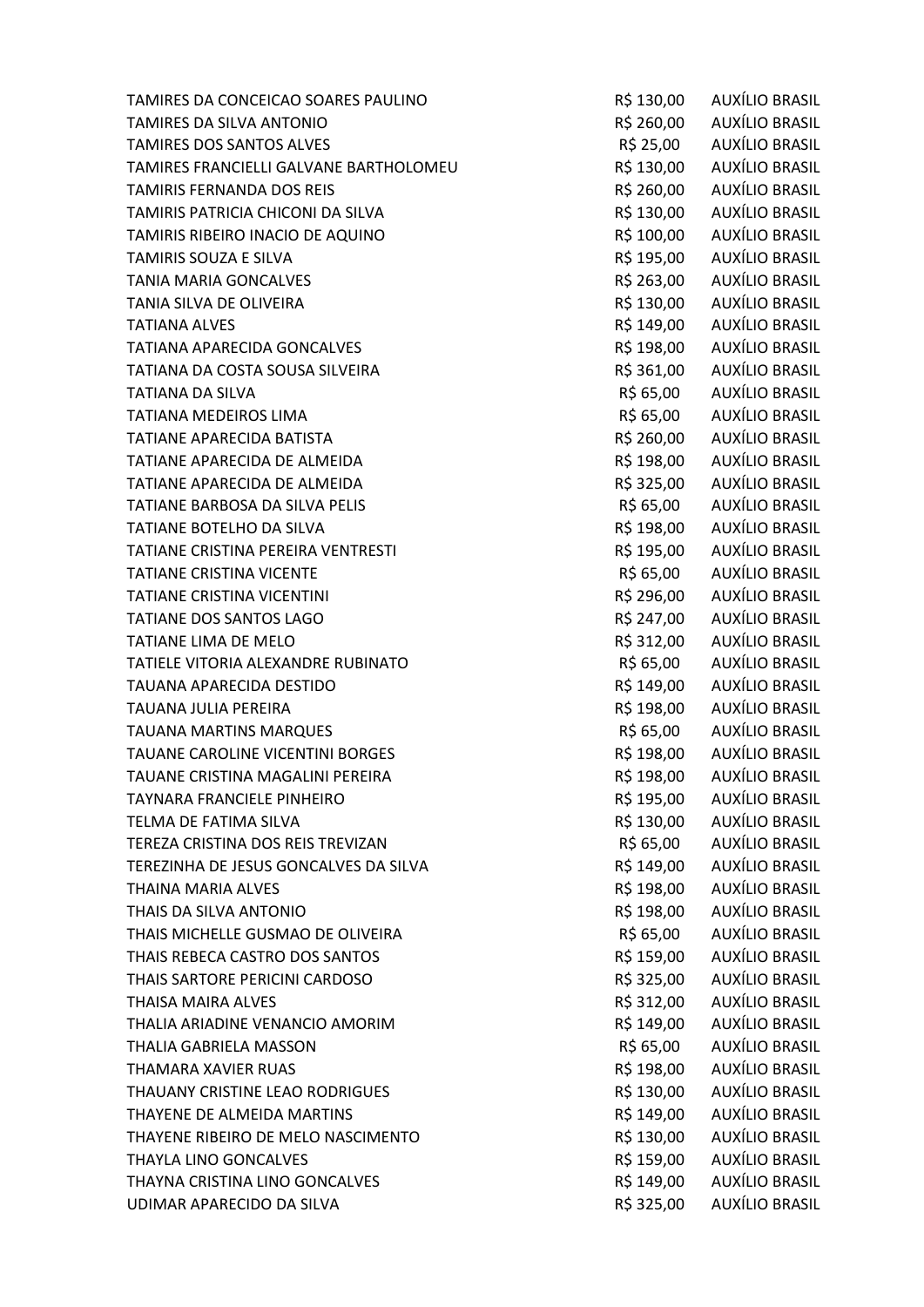| | | |
|---|---|---|
| TAMIRES DA CONCEICAO SOARES PAULINO | R$ 130,00 | AUXÍLIO BRASIL |
| TAMIRES DA SILVA ANTONIO | R$ 260,00 | AUXÍLIO BRASIL |
| TAMIRES DOS SANTOS ALVES | R$ 25,00 | AUXÍLIO BRASIL |
| TAMIRES FRANCIELLI GALVANE BARTHOLOMEU | R$ 130,00 | AUXÍLIO BRASIL |
| TAMIRIS FERNANDA DOS REIS | R$ 260,00 | AUXÍLIO BRASIL |
| TAMIRIS PATRICIA CHICONI DA SILVA | R$ 130,00 | AUXÍLIO BRASIL |
| TAMIRIS RIBEIRO INACIO DE AQUINO | R$ 100,00 | AUXÍLIO BRASIL |
| TAMIRIS SOUZA E SILVA | R$ 195,00 | AUXÍLIO BRASIL |
| TANIA MARIA GONCALVES | R$ 263,00 | AUXÍLIO BRASIL |
| TANIA SILVA DE OLIVEIRA | R$ 130,00 | AUXÍLIO BRASIL |
| TATIANA ALVES | R$ 149,00 | AUXÍLIO BRASIL |
| TATIANA APARECIDA GONCALVES | R$ 198,00 | AUXÍLIO BRASIL |
| TATIANA DA COSTA SOUSA SILVEIRA | R$ 361,00 | AUXÍLIO BRASIL |
| TATIANA DA SILVA | R$ 65,00 | AUXÍLIO BRASIL |
| TATIANA MEDEIROS LIMA | R$ 65,00 | AUXÍLIO BRASIL |
| TATIANE APARECIDA BATISTA | R$ 260,00 | AUXÍLIO BRASIL |
| TATIANE APARECIDA DE ALMEIDA | R$ 198,00 | AUXÍLIO BRASIL |
| TATIANE APARECIDA DE ALMEIDA | R$ 325,00 | AUXÍLIO BRASIL |
| TATIANE BARBOSA DA SILVA PELIS | R$ 65,00 | AUXÍLIO BRASIL |
| TATIANE BOTELHO DA SILVA | R$ 198,00 | AUXÍLIO BRASIL |
| TATIANE CRISTINA PEREIRA VENTRESTI | R$ 195,00 | AUXÍLIO BRASIL |
| TATIANE CRISTINA VICENTE | R$ 65,00 | AUXÍLIO BRASIL |
| TATIANE CRISTINA VICENTINI | R$ 296,00 | AUXÍLIO BRASIL |
| TATIANE DOS SANTOS LAGO | R$ 247,00 | AUXÍLIO BRASIL |
| TATIANE LIMA DE MELO | R$ 312,00 | AUXÍLIO BRASIL |
| TATIELE VITORIA ALEXANDRE RUBINATO | R$ 65,00 | AUXÍLIO BRASIL |
| TAUANA APARECIDA DESTIDO | R$ 149,00 | AUXÍLIO BRASIL |
| TAUANA JULIA PEREIRA | R$ 198,00 | AUXÍLIO BRASIL |
| TAUANA MARTINS MARQUES | R$ 65,00 | AUXÍLIO BRASIL |
| TAUANE CAROLINE VICENTINI BORGES | R$ 198,00 | AUXÍLIO BRASIL |
| TAUANE CRISTINA MAGALINI PEREIRA | R$ 198,00 | AUXÍLIO BRASIL |
| TAYNARA FRANCIELE PINHEIRO | R$ 195,00 | AUXÍLIO BRASIL |
| TELMA DE FATIMA SILVA | R$ 130,00 | AUXÍLIO BRASIL |
| TEREZA CRISTINA DOS REIS TREVIZAN | R$ 65,00 | AUXÍLIO BRASIL |
| TEREZINHA DE JESUS GONCALVES DA SILVA | R$ 149,00 | AUXÍLIO BRASIL |
| THAINA MARIA ALVES | R$ 198,00 | AUXÍLIO BRASIL |
| THAIS DA SILVA ANTONIO | R$ 198,00 | AUXÍLIO BRASIL |
| THAIS MICHELLE GUSMAO DE OLIVEIRA | R$ 65,00 | AUXÍLIO BRASIL |
| THAIS REBECA CASTRO DOS SANTOS | R$ 159,00 | AUXÍLIO BRASIL |
| THAIS SARTORE PERICINI CARDOSO | R$ 325,00 | AUXÍLIO BRASIL |
| THAISA MAIRA ALVES | R$ 312,00 | AUXÍLIO BRASIL |
| THALIA ARIADINE VENANCIO AMORIM | R$ 149,00 | AUXÍLIO BRASIL |
| THALIA GABRIELA MASSON | R$ 65,00 | AUXÍLIO BRASIL |
| THAMARA XAVIER RUAS | R$ 198,00 | AUXÍLIO BRASIL |
| THAUANY CRISTINE LEAO RODRIGUES | R$ 130,00 | AUXÍLIO BRASIL |
| THAYENE DE ALMEIDA MARTINS | R$ 149,00 | AUXÍLIO BRASIL |
| THAYENE RIBEIRO DE MELO NASCIMENTO | R$ 130,00 | AUXÍLIO BRASIL |
| THAYLA LINO GONCALVES | R$ 159,00 | AUXÍLIO BRASIL |
| THAYNA CRISTINA LINO GONCALVES | R$ 149,00 | AUXÍLIO BRASIL |
| UDIMAR APARECIDO DA SILVA | R$ 325,00 | AUXÍLIO BRASIL |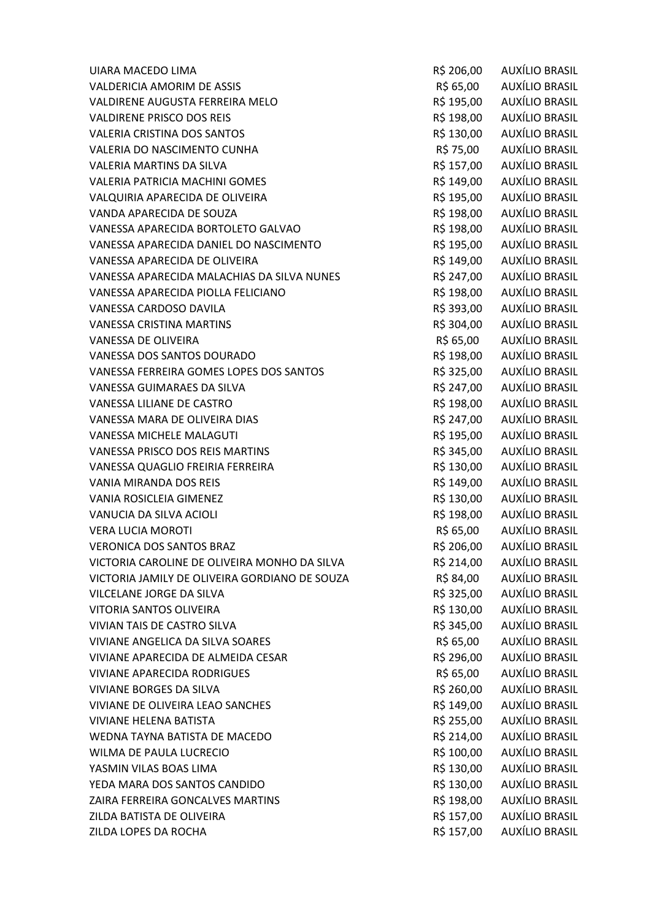| | | |
|---|---|---|
| UIARA MACEDO LIMA | R$ 206,00 | AUXÍLIO BRASIL |
| VALDERICIA AMORIM DE ASSIS | R$ 65,00 | AUXÍLIO BRASIL |
| VALDIRENE AUGUSTA FERREIRA MELO | R$ 195,00 | AUXÍLIO BRASIL |
| VALDIRENE PRISCO DOS REIS | R$ 198,00 | AUXÍLIO BRASIL |
| VALERIA CRISTINA DOS SANTOS | R$ 130,00 | AUXÍLIO BRASIL |
| VALERIA DO NASCIMENTO CUNHA | R$ 75,00 | AUXÍLIO BRASIL |
| VALERIA MARTINS DA SILVA | R$ 157,00 | AUXÍLIO BRASIL |
| VALERIA PATRICIA MACHINI GOMES | R$ 149,00 | AUXÍLIO BRASIL |
| VALQUIRIA APARECIDA DE OLIVEIRA | R$ 195,00 | AUXÍLIO BRASIL |
| VANDA APARECIDA DE SOUZA | R$ 198,00 | AUXÍLIO BRASIL |
| VANESSA APARECIDA BORTOLETO GALVAO | R$ 198,00 | AUXÍLIO BRASIL |
| VANESSA APARECIDA DANIEL DO NASCIMENTO | R$ 195,00 | AUXÍLIO BRASIL |
| VANESSA APARECIDA DE OLIVEIRA | R$ 149,00 | AUXÍLIO BRASIL |
| VANESSA APARECIDA MALACHIAS DA SILVA NUNES | R$ 247,00 | AUXÍLIO BRASIL |
| VANESSA APARECIDA PIOLLA FELICIANO | R$ 198,00 | AUXÍLIO BRASIL |
| VANESSA CARDOSO DAVILA | R$ 393,00 | AUXÍLIO BRASIL |
| VANESSA CRISTINA MARTINS | R$ 304,00 | AUXÍLIO BRASIL |
| VANESSA DE OLIVEIRA | R$ 65,00 | AUXÍLIO BRASIL |
| VANESSA DOS SANTOS DOURADO | R$ 198,00 | AUXÍLIO BRASIL |
| VANESSA FERREIRA GOMES LOPES DOS SANTOS | R$ 325,00 | AUXÍLIO BRASIL |
| VANESSA GUIMARAES DA SILVA | R$ 247,00 | AUXÍLIO BRASIL |
| VANESSA LILIANE DE CASTRO | R$ 198,00 | AUXÍLIO BRASIL |
| VANESSA MARA DE OLIVEIRA DIAS | R$ 247,00 | AUXÍLIO BRASIL |
| VANESSA MICHELE MALAGUTI | R$ 195,00 | AUXÍLIO BRASIL |
| VANESSA PRISCO DOS REIS MARTINS | R$ 345,00 | AUXÍLIO BRASIL |
| VANESSA QUAGLIO FREIRIA FERREIRA | R$ 130,00 | AUXÍLIO BRASIL |
| VANIA MIRANDA DOS REIS | R$ 149,00 | AUXÍLIO BRASIL |
| VANIA ROSICLEIA GIMENEZ | R$ 130,00 | AUXÍLIO BRASIL |
| VANUCIA DA SILVA ACIOLI | R$ 198,00 | AUXÍLIO BRASIL |
| VERA LUCIA MOROTI | R$ 65,00 | AUXÍLIO BRASIL |
| VERONICA DOS SANTOS BRAZ | R$ 206,00 | AUXÍLIO BRASIL |
| VICTORIA CAROLINE DE OLIVEIRA MONHO DA SILVA | R$ 214,00 | AUXÍLIO BRASIL |
| VICTORIA JAMILY DE OLIVEIRA GORDIANO DE SOUZA | R$ 84,00 | AUXÍLIO BRASIL |
| VILCELANE JORGE DA SILVA | R$ 325,00 | AUXÍLIO BRASIL |
| VITORIA SANTOS OLIVEIRA | R$ 130,00 | AUXÍLIO BRASIL |
| VIVIAN TAIS DE CASTRO SILVA | R$ 345,00 | AUXÍLIO BRASIL |
| VIVIANE ANGELICA DA SILVA SOARES | R$ 65,00 | AUXÍLIO BRASIL |
| VIVIANE APARECIDA DE ALMEIDA CESAR | R$ 296,00 | AUXÍLIO BRASIL |
| VIVIANE APARECIDA RODRIGUES | R$ 65,00 | AUXÍLIO BRASIL |
| VIVIANE BORGES DA SILVA | R$ 260,00 | AUXÍLIO BRASIL |
| VIVIANE DE OLIVEIRA LEAO SANCHES | R$ 149,00 | AUXÍLIO BRASIL |
| VIVIANE HELENA BATISTA | R$ 255,00 | AUXÍLIO BRASIL |
| WEDNA TAYNA BATISTA DE MACEDO | R$ 214,00 | AUXÍLIO BRASIL |
| WILMA DE PAULA LUCRECIO | R$ 100,00 | AUXÍLIO BRASIL |
| YASMIN VILAS BOAS LIMA | R$ 130,00 | AUXÍLIO BRASIL |
| YEDA MARA DOS SANTOS CANDIDO | R$ 130,00 | AUXÍLIO BRASIL |
| ZAIRA FERREIRA GONCALVES MARTINS | R$ 198,00 | AUXÍLIO BRASIL |
| ZILDA BATISTA DE OLIVEIRA | R$ 157,00 | AUXÍLIO BRASIL |
| ZILDA LOPES DA ROCHA | R$ 157,00 | AUXÍLIO BRASIL |